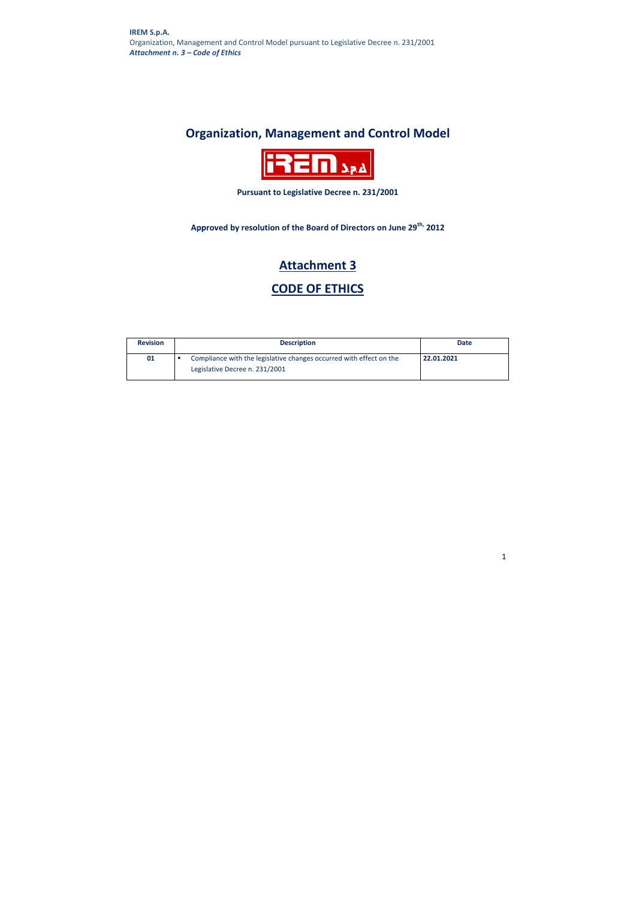# Organization, Management and Control Model

**Pursuant to Legislative Decree n. 231/2001**

**Approved by resolution of the Board of Directors on June 29th, 2012**

## Attachment 3

## CODE OF ETHICS

| Revision | Description | Date |
|---|---|---|
| 01 | ▪ Compliance with the legislative changes occurred with effect on the Legislative Decree n. 231/2001 | 22.01.2021 |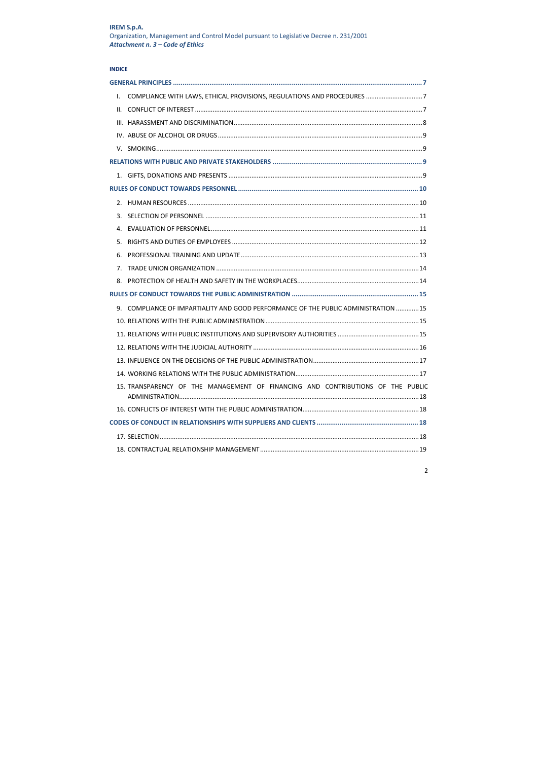**INDICE**

**GENERAL PRINCIPLES .......... 7**

- I. COMPLIANCE WITH LAWS, ETHICAL PROVISIONS, REGULATIONS AND PROCEDURES .......... 7
- II. CONFLICT OF INTEREST .......... 7
- III. HARASSMENT AND DISCRIMINATION .......... 8
- IV. ABUSE OF ALCOHOL OR DRUGS .......... 9
- V. SMOKING .......... 9

**RELATIONS WITH PUBLIC AND PRIVATE STAKEHOLDERS .......... 9**

1. GIFTS, DONATIONS AND PRESENTS .......... 9

**RULES OF CONDUCT TOWARDS PERSONNEL .......... 10**

2. HUMAN RESOURCES .......... 10
3. SELECTION OF PERSONNEL .......... 11
4. EVALUATION OF PERSONNEL .......... 11
5. RIGHTS AND DUTIES OF EMPLOYEES .......... 12
6. PROFESSIONAL TRAINING AND UPDATE .......... 13
7. TRADE UNION ORGANIZATION .......... 14
8. PROTECTION OF HEALTH AND SAFETY IN THE WORKPLACES .......... 14

**RULES OF CONDUCT TOWARDS THE PUBLIC ADMINISTRATION .......... 15**

9. COMPLIANCE OF IMPARTIALITY AND GOOD PERFORMANCE OF THE PUBLIC ADMINISTRATION .......... 15
10. RELATIONS WITH THE PUBLIC ADMINISTRATION .......... 15
11. RELATIONS WITH PUBLIC INSTITUTIONS AND SUPERVISORY AUTHORITIES .......... 15
12. RELATIONS WITH THE JUDICIAL AUTHORITY .......... 16
13. INFLUENCE ON THE DECISIONS OF THE PUBLIC ADMINISTRATION .......... 17
14. WORKING RELATIONS WITH THE PUBLIC ADMINISTRATION .......... 17
15. TRANSPARENCY OF THE MANAGEMENT OF FINANCING AND CONTRIBUTIONS OF THE PUBLIC ADMINISTRATION .......... 18
16. CONFLICTS OF INTEREST WITH THE PUBLIC ADMINISTRATION .......... 18

**CODES OF CONDUCT IN RELATIONSHIPS WITH SUPPLIERS AND CLIENTS .......... 18**

17. SELECTION .......... 18
18. CONTRACTUAL RELATIONSHIP MANAGEMENT .......... 19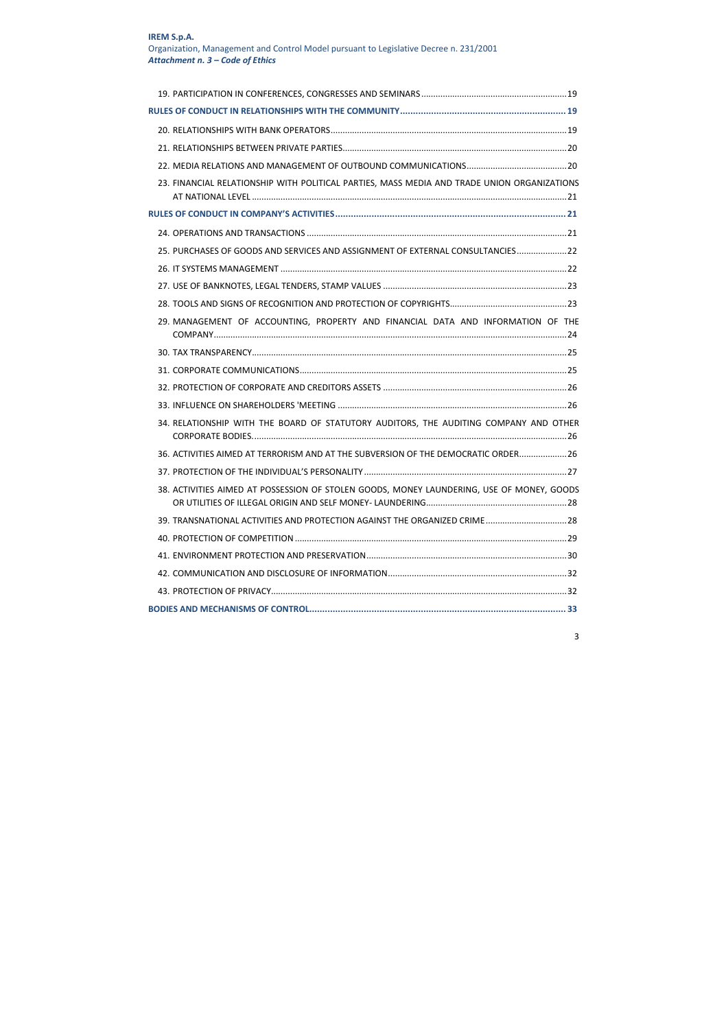19. PARTICIPATION IN CONFERENCES, CONGRESSES AND SEMINARS ........................................................ 19

**RULES OF CONDUCT IN RELATIONSHIPS WITH THE COMMUNITY ............................................................ 19**

20. RELATIONSHIPS WITH BANK OPERATORS ........................................................................................ 19

21. RELATIONSHIPS BETWEEN PRIVATE PARTIES ..................................................................................... 20

22. MEDIA RELATIONS AND MANAGEMENT OF OUTBOUND COMMUNICATIONS ......................................... 20

23. FINANCIAL RELATIONSHIP WITH POLITICAL PARTIES, MASS MEDIA AND TRADE UNION ORGANIZATIONS AT NATIONAL LEVEL ........................................................................................................................ 21

**RULES OF CONDUCT IN COMPANY'S ACTIVITIES ............................................................................... 21**

24. OPERATIONS AND TRANSACTIONS ..................................................................................................... 21

25. PURCHASES OF GOODS AND SERVICES AND ASSIGNMENT OF EXTERNAL CONSULTANCIES ..................... 22

26. IT SYSTEMS MANAGEMENT ................................................................................................................ 22

27. USE OF BANKNOTES, LEGAL TENDERS, STAMP VALUES ......................................................................... 23

28. TOOLS AND SIGNS OF RECOGNITION AND PROTECTION OF COPYRIGHTS ............................................... 23

29. MANAGEMENT OF ACCOUNTING, PROPERTY AND FINANCIAL DATA AND INFORMATION OF THE COMPANY ........................................................................................................................................ 24

30. TAX TRANSPARENCY ......................................................................................................................... 25

31. CORPORATE COMMUNICATIONS ........................................................................................................ 25

32. PROTECTION OF CORPORATE AND CREDITORS ASSETS ....................................................................... 26

33. INFLUENCE ON SHAREHOLDERS 'MEETING ........................................................................................... 26

34. RELATIONSHIP WITH THE BOARD OF STATUTORY AUDITORS, THE AUDITING COMPANY AND OTHER CORPORATE BODIES. ........................................................................................................................ 26

36. ACTIVITIES AIMED AT TERRORISM AND AT THE SUBVERSION OF THE DEMOCRATIC ORDER .................... 26

37. PROTECTION OF THE INDIVIDUAL'S PERSONALITY ................................................................................ 27

38. ACTIVITIES AIMED AT POSSESSION OF STOLEN GOODS, MONEY LAUNDERING, USE OF MONEY, GOODS OR UTILITIES OF ILLEGAL ORIGIN AND SELF MONEY- LAUNDERING ........................................................ 28

39. TRANSNATIONAL ACTIVITIES AND PROTECTION AGAINST THE ORGANIZED CRIME .................................. 28

40. PROTECTION OF COMPETITION ........................................................................................................... 29

41. ENVIRONMENT PROTECTION AND PRESERVATION ................................................................................ 30

42. COMMUNICATION AND DISCLOSURE OF INFORMATION ........................................................................ 32

43. PROTECTION OF PRIVACY ................................................................................................................... 32

**BODIES AND MECHANISMS OF CONTROL ............................................................................................. 33**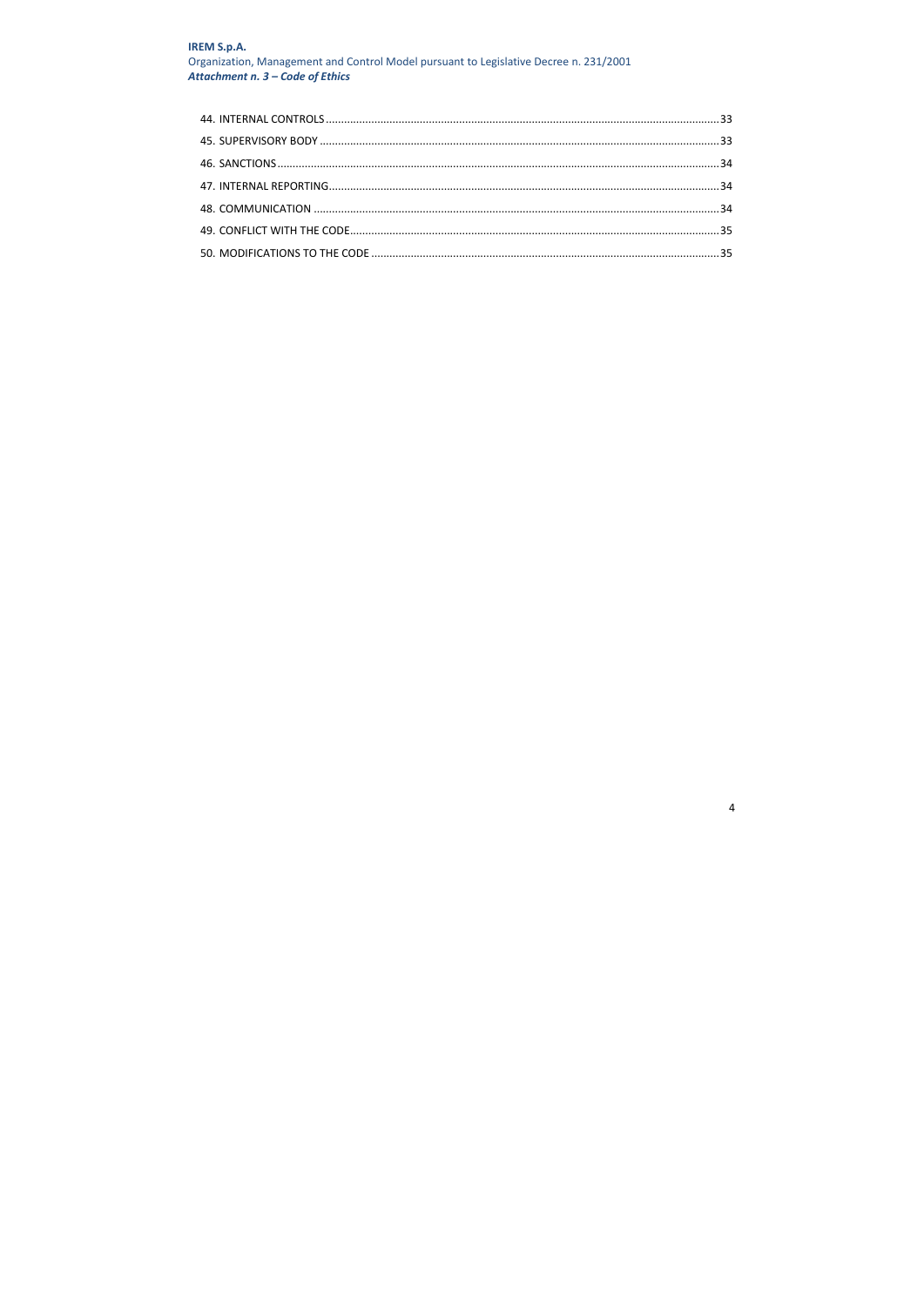44. INTERNAL CONTROLS ........................................................................................................................ 33
45. SUPERVISORY BODY ........................................................................................................................ 33
46. SANCTIONS ........................................................................................................................................ 34
47. INTERNAL REPORTING ........................................................................................................................ 34
48. COMMUNICATION ................................................................................................................................ 34
49. CONFLICT WITH THE CODE ................................................................................................................ 35
50. MODIFICATIONS TO THE CODE ........................................................................................................ 35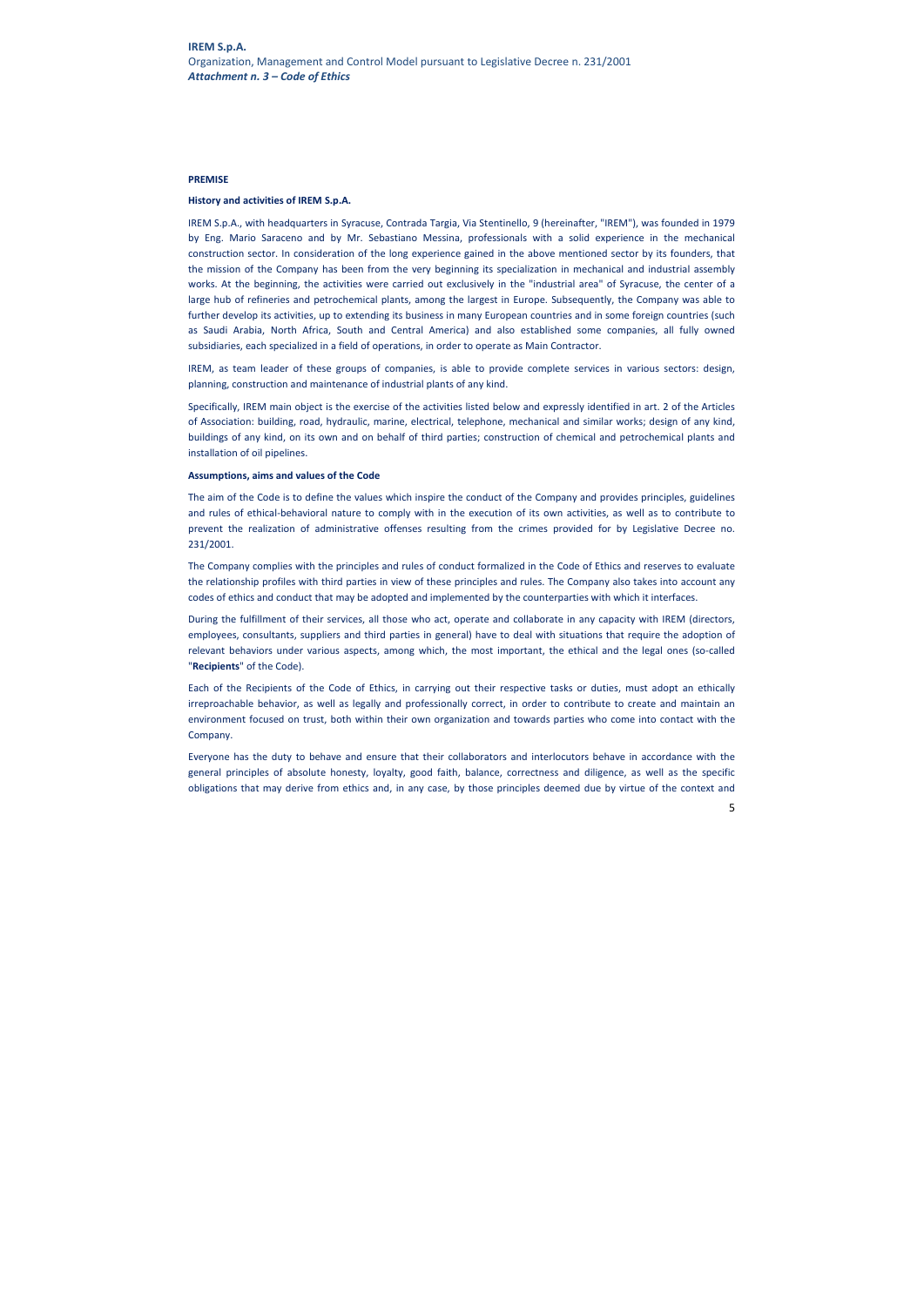## PREMISE

### History and activities of IREM S.p.A.

IREM S.p.A., with headquarters in Syracuse, Contrada Targia, Via Stentinello, 9 (hereinafter, "IREM"), was founded in 1979 by Eng. Mario Saraceno and by Mr. Sebastiano Messina, professionals with a solid experience in the mechanical construction sector. In consideration of the long experience gained in the above mentioned sector by its founders, that the mission of the Company has been from the very beginning its specialization in mechanical and industrial assembly works. At the beginning, the activities were carried out exclusively in the "industrial area" of Syracuse, the center of a large hub of refineries and petrochemical plants, among the largest in Europe. Subsequently, the Company was able to further develop its activities, up to extending its business in many European countries and in some foreign countries (such as Saudi Arabia, North Africa, South and Central America) and also established some companies, all fully owned subsidiaries, each specialized in a field of operations, in order to operate as Main Contractor.

IREM, as team leader of these groups of companies, is able to provide complete services in various sectors: design, planning, construction and maintenance of industrial plants of any kind.

Specifically, IREM main object is the exercise of the activities listed below and expressly identified in art. 2 of the Articles of Association: building, road, hydraulic, marine, electrical, telephone, mechanical and similar works; design of any kind, buildings of any kind, on its own and on behalf of third parties; construction of chemical and petrochemical plants and installation of oil pipelines.

### Assumptions, aims and values of the Code

The aim of the Code is to define the values which inspire the conduct of the Company and provides principles, guidelines and rules of ethical-behavioral nature to comply with in the execution of its own activities, as well as to contribute to prevent the realization of administrative offenses resulting from the crimes provided for by Legislative Decree no. 231/2001.

The Company complies with the principles and rules of conduct formalized in the Code of Ethics and reserves to evaluate the relationship profiles with third parties in view of these principles and rules. The Company also takes into account any codes of ethics and conduct that may be adopted and implemented by the counterparties with which it interfaces.

During the fulfillment of their services, all those who act, operate and collaborate in any capacity with IREM (directors, employees, consultants, suppliers and third parties in general) have to deal with situations that require the adoption of relevant behaviors under various aspects, among which, the most important, the ethical and the legal ones (so-called "**Recipients**" of the Code).

Each of the Recipients of the Code of Ethics, in carrying out their respective tasks or duties, must adopt an ethically irreproachable behavior, as well as legally and professionally correct, in order to contribute to create and maintain an environment focused on trust, both within their own organization and towards parties who come into contact with the Company.

Everyone has the duty to behave and ensure that their collaborators and interlocutors behave in accordance with the general principles of absolute honesty, loyalty, good faith, balance, correctness and diligence, as well as the specific obligations that may derive from ethics and, in any case, by those principles deemed due by virtue of the context and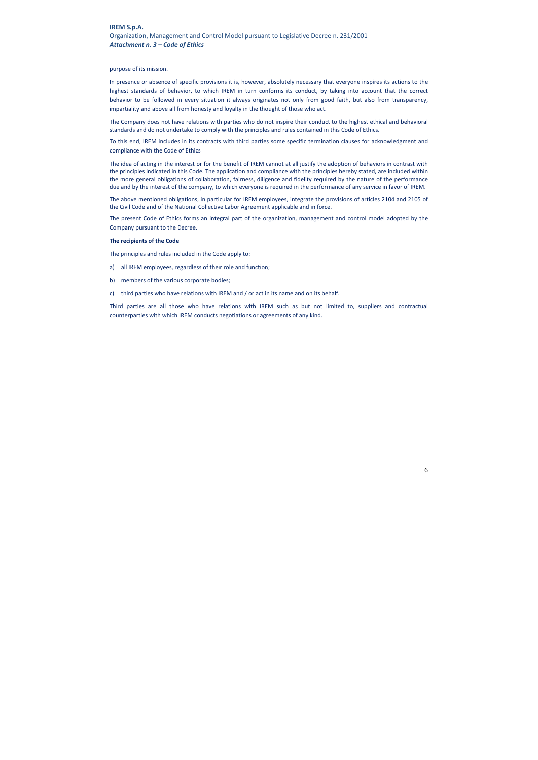purpose of its mission.

In presence or absence of specific provisions it is, however, absolutely necessary that everyone inspires its actions to the highest standards of behavior, to which IREM in turn conforms its conduct, by taking into account that the correct behavior to be followed in every situation it always originates not only from good faith, but also from transparency, impartiality and above all from honesty and loyalty in the thought of those who act.

The Company does not have relations with parties who do not inspire their conduct to the highest ethical and behavioral standards and do not undertake to comply with the principles and rules contained in this Code of Ethics.

To this end, IREM includes in its contracts with third parties some specific termination clauses for acknowledgment and compliance with the Code of Ethics

The idea of acting in the interest or for the benefit of IREM cannot at all justify the adoption of behaviors in contrast with the principles indicated in this Code. The application and compliance with the principles hereby stated, are included within the more general obligations of collaboration, fairness, diligence and fidelity required by the nature of the performance due and by the interest of the company, to which everyone is required in the performance of any service in favor of IREM.

The above mentioned obligations, in particular for IREM employees, integrate the provisions of articles 2104 and 2105 of the Civil Code and of the National Collective Labor Agreement applicable and in force.

The present Code of Ethics forms an integral part of the organization, management and control model adopted by the Company pursuant to the Decree.

**The recipients of the Code**

The principles and rules included in the Code apply to:

a) all IREM employees, regardless of their role and function;

b) members of the various corporate bodies;

c) third parties who have relations with IREM and / or act in its name and on its behalf.

Third parties are all those who have relations with IREM such as but not limited to, suppliers and contractual counterparties with which IREM conducts negotiations or agreements of any kind.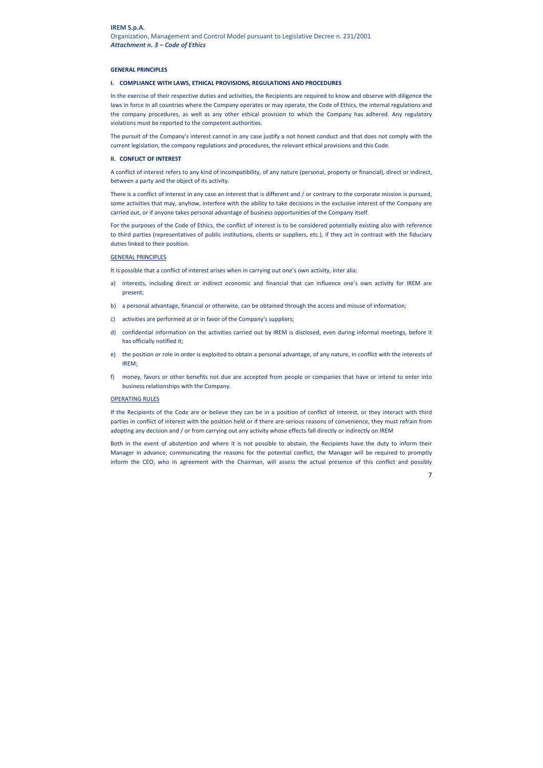## GENERAL PRINCIPLES

### I. COMPLIANCE WITH LAWS, ETHICAL PROVISIONS, REGULATIONS AND PROCEDURES

In the exercise of their respective duties and activities, the Recipients are required to know and observe with diligence the laws in force in all countries where the Company operates or may operate, the Code of Ethics, the internal regulations and the company procedures, as well as any other ethical provision to which the Company has adhered. Any regulatory violations must be reported to the competent authorities.

The pursuit of the Company's interest cannot in any case justify a not honest conduct and that does not comply with the current legislation, the company regulations and procedures, the relevant ethical provisions and this Code.

### II. CONFLICT OF INTEREST

A conflict of interest refers to any kind of incompatibility, of any nature (personal, property or financial), direct or indirect, between a party and the object of its activity.

There is a conflict of interest in any case an interest that is different and / or contrary to the corporate mission is pursued, some activities that may, anyhow, interfere with the ability to take decisions in the exclusive interest of the Company are carried out, or if anyone takes personal advantage of business opportunities of the Company itself.

For the purposes of the Code of Ethics, the conflict of interest is to be considered potentially existing also with reference to third parties (representatives of public institutions, clients or suppliers, etc.), if they act in contrast with the fiduciary duties linked to their position.

GENERAL PRINCIPLES

It is possible that a conflict of interest arises when in carrying out one's own activity, inter alia:

a) interests, including direct or indirect economic and financial that can influence one's own activity for IREM are present;
b) a personal advantage, financial or otherwise, can be obtained through the access and misuse of information;
c) activities are performed at or in favor of the Company's suppliers;
d) confidential information on the activities carried out by IREM is disclosed, even during informal meetings, before it has officially notified it;
e) the position or role in order is exploited to obtain a personal advantage, of any nature, in conflict with the interests of IREM;
f) money, favors or other benefits not due are accepted from people or companies that have or intend to enter into business relationships with the Company.

OPERATING RULES

If the Recipients of the Code are or believe they can be in a position of conflict of interest, or they interact with third parties in conflict of interest with the position held or if there are serious reasons of convenience, they must refrain from adopting any decision and / or from carrying out any activity whose effects fall directly or indirectly on IREM

Both in the event of abstention and where it is not possible to abstain, the Recipients have the duty to inform their Manager in advance, communicating the reasons for the potential conflict, the Manager will be required to promptly inform the CEO, who in agreement with the Chairman, will assess the actual presence of this conflict and possibly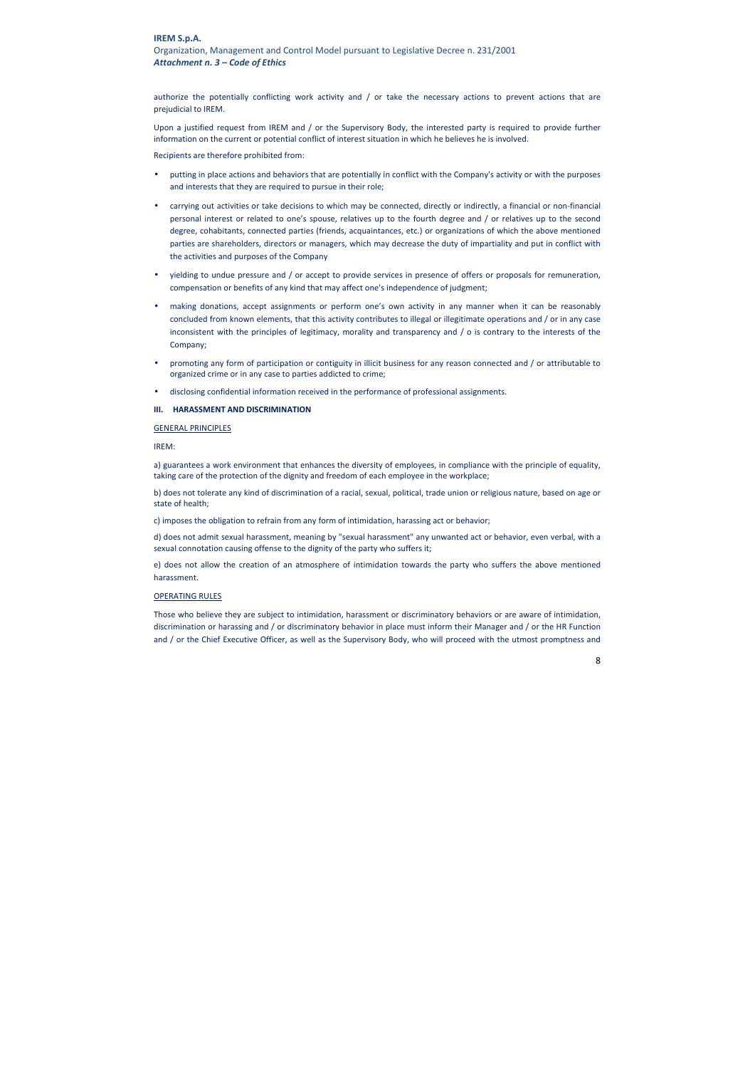authorize the potentially conflicting work activity and / or take the necessary actions to prevent actions that are prejudicial to IREM.

Upon a justified request from IREM and / or the Supervisory Body, the interested party is required to provide further information on the current or potential conflict of interest situation in which he believes he is involved.

Recipients are therefore prohibited from:

- putting in place actions and behaviors that are potentially in conflict with the Company's activity or with the purposes and interests that they are required to pursue in their role;
- carrying out activities or take decisions to which may be connected, directly or indirectly, a financial or non-financial personal interest or related to one's spouse, relatives up to the fourth degree and / or relatives up to the second degree, cohabitants, connected parties (friends, acquaintances, etc.) or organizations of which the above mentioned parties are shareholders, directors or managers, which may decrease the duty of impartiality and put in conflict with the activities and purposes of the Company
- yielding to undue pressure and / or accept to provide services in presence of offers or proposals for remuneration, compensation or benefits of any kind that may affect one's independence of judgment;
- making donations, accept assignments or perform one's own activity in any manner when it can be reasonably concluded from known elements, that this activity contributes to illegal or illegitimate operations and / or in any case inconsistent with the principles of legitimacy, morality and transparency and / o is contrary to the interests of the Company;
- promoting any form of participation or contiguity in illicit business for any reason connected and / or attributable to organized crime or in any case to parties addicted to crime;
- disclosing confidential information received in the performance of professional assignments.

### III. HARASSMENT AND DISCRIMINATION

GENERAL PRINCIPLES

IREM:

a) guarantees a work environment that enhances the diversity of employees, in compliance with the principle of equality, taking care of the protection of the dignity and freedom of each employee in the workplace;

b) does not tolerate any kind of discrimination of a racial, sexual, political, trade union or religious nature, based on age or state of health;

c) imposes the obligation to refrain from any form of intimidation, harassing act or behavior;

d) does not admit sexual harassment, meaning by "sexual harassment" any unwanted act or behavior, even verbal, with a sexual connotation causing offense to the dignity of the party who suffers it;

e) does not allow the creation of an atmosphere of intimidation towards the party who suffers the above mentioned harassment.

OPERATING RULES

Those who believe they are subject to intimidation, harassment or discriminatory behaviors or are aware of intimidation, discrimination or harassing and / or discriminatory behavior in place must inform their Manager and / or the HR Function and / or the Chief Executive Officer, as well as the Supervisory Body, who will proceed with the utmost promptness and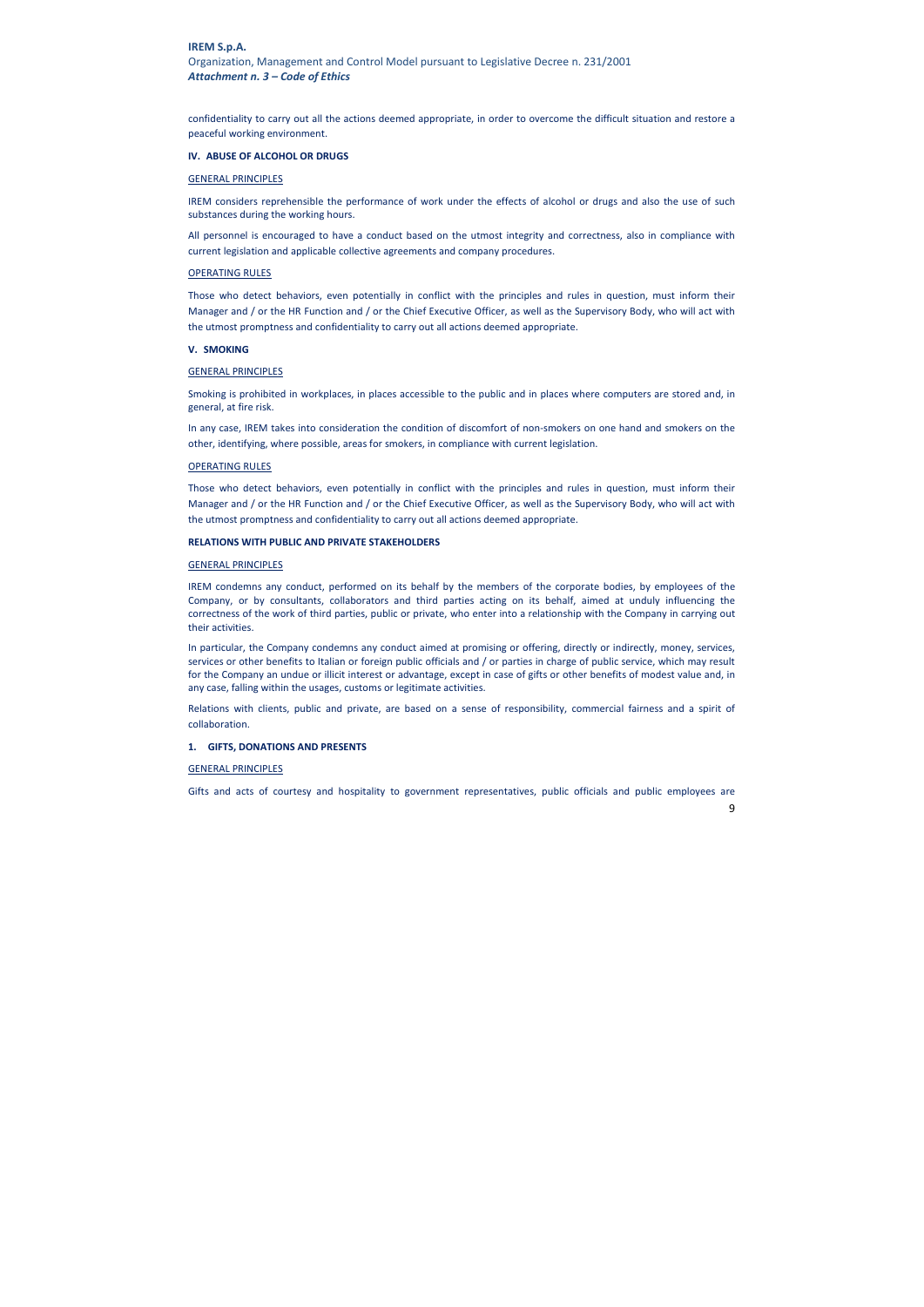confidentiality to carry out all the actions deemed appropriate, in order to overcome the difficult situation and restore a peaceful working environment.

### IV. ABUSE OF ALCOHOL OR DRUGS

GENERAL PRINCIPLES

IREM considers reprehensible the performance of work under the effects of alcohol or drugs and also the use of such substances during the working hours.

All personnel is encouraged to have a conduct based on the utmost integrity and correctness, also in compliance with current legislation and applicable collective agreements and company procedures.

OPERATING RULES

Those who detect behaviors, even potentially in conflict with the principles and rules in question, must inform their Manager and / or the HR Function and / or the Chief Executive Officer, as well as the Supervisory Body, who will act with the utmost promptness and confidentiality to carry out all actions deemed appropriate.

### V. SMOKING

GENERAL PRINCIPLES

Smoking is prohibited in workplaces, in places accessible to the public and in places where computers are stored and, in general, at fire risk.

In any case, IREM takes into consideration the condition of discomfort of non-smokers on one hand and smokers on the other, identifying, where possible, areas for smokers, in compliance with current legislation.

OPERATING RULES

Those who detect behaviors, even potentially in conflict with the principles and rules in question, must inform their Manager and / or the HR Function and / or the Chief Executive Officer, as well as the Supervisory Body, who will act with the utmost promptness and confidentiality to carry out all actions deemed appropriate.

## RELATIONS WITH PUBLIC AND PRIVATE STAKEHOLDERS

GENERAL PRINCIPLES

IREM condemns any conduct, performed on its behalf by the members of the corporate bodies, by employees of the Company, or by consultants, collaborators and third parties acting on its behalf, aimed at unduly influencing the correctness of the work of third parties, public or private, who enter into a relationship with the Company in carrying out their activities.

In particular, the Company condemns any conduct aimed at promising or offering, directly or indirectly, money, services, services or other benefits to Italian or foreign public officials and / or parties in charge of public service, which may result for the Company an undue or illicit interest or advantage, except in case of gifts or other benefits of modest value and, in any case, falling within the usages, customs or legitimate activities.

Relations with clients, public and private, are based on a sense of responsibility, commercial fairness and a spirit of collaboration.

### 1. GIFTS, DONATIONS AND PRESENTS

GENERAL PRINCIPLES

Gifts and acts of courtesy and hospitality to government representatives, public officials and public employees are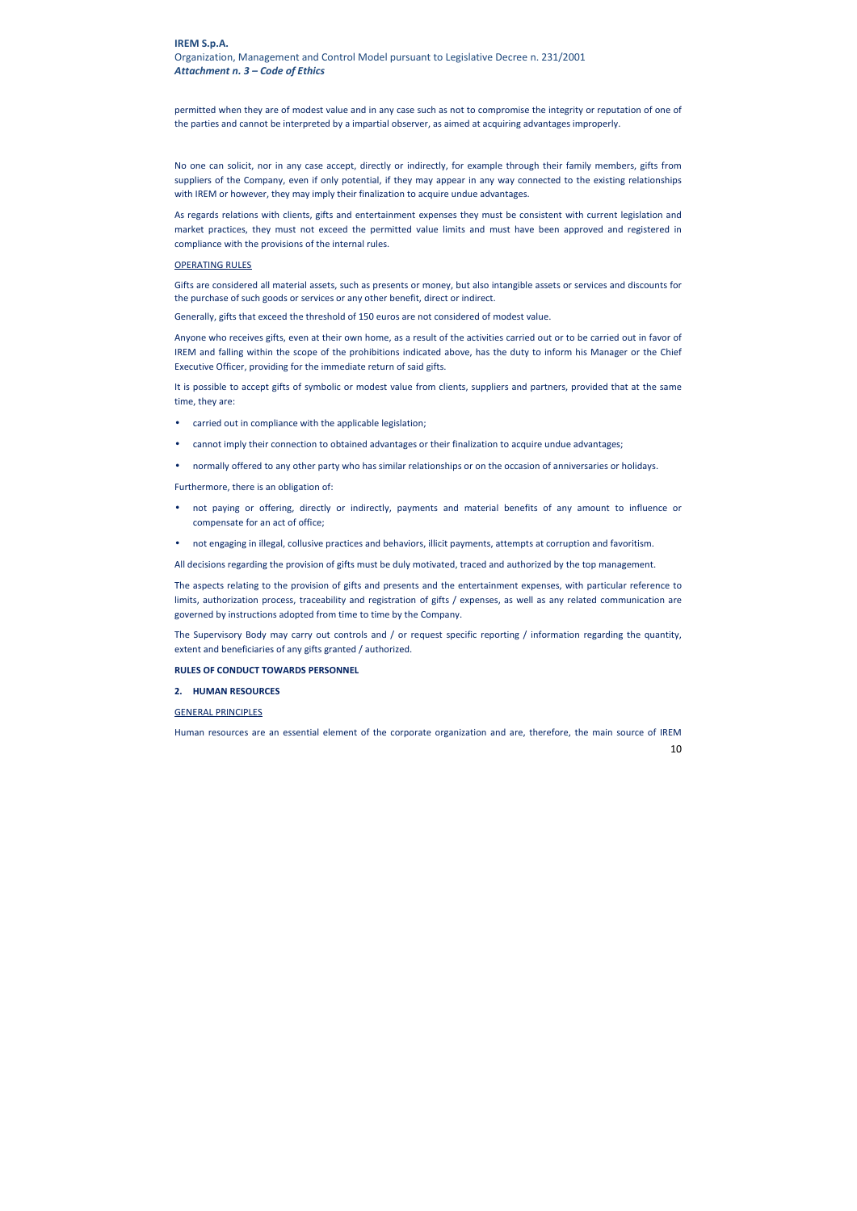permitted when they are of modest value and in any case such as not to compromise the integrity or reputation of one of the parties and cannot be interpreted by a impartial observer, as aimed at acquiring advantages improperly.

No one can solicit, nor in any case accept, directly or indirectly, for example through their family members, gifts from suppliers of the Company, even if only potential, if they may appear in any way connected to the existing relationships with IREM or however, they may imply their finalization to acquire undue advantages.

As regards relations with clients, gifts and entertainment expenses they must be consistent with current legislation and market practices, they must not exceed the permitted value limits and must have been approved and registered in compliance with the provisions of the internal rules.

<u>OPERATING RULES</u>

Gifts are considered all material assets, such as presents or money, but also intangible assets or services and discounts for the purchase of such goods or services or any other benefit, direct or indirect.

Generally, gifts that exceed the threshold of 150 euros are not considered of modest value.

Anyone who receives gifts, even at their own home, as a result of the activities carried out or to be carried out in favor of IREM and falling within the scope of the prohibitions indicated above, has the duty to inform his Manager or the Chief Executive Officer, providing for the immediate return of said gifts.

It is possible to accept gifts of symbolic or modest value from clients, suppliers and partners, provided that at the same time, they are:

- carried out in compliance with the applicable legislation;
- cannot imply their connection to obtained advantages or their finalization to acquire undue advantages;
- normally offered to any other party who has similar relationships or on the occasion of anniversaries or holidays.

Furthermore, there is an obligation of:

- not paying or offering, directly or indirectly, payments and material benefits of any amount to influence or compensate for an act of office;
- not engaging in illegal, collusive practices and behaviors, illicit payments, attempts at corruption and favoritism.

All decisions regarding the provision of gifts must be duly motivated, traced and authorized by the top management.

The aspects relating to the provision of gifts and presents and the entertainment expenses, with particular reference to limits, authorization process, traceability and registration of gifts / expenses, as well as any related communication are governed by instructions adopted from time to time by the Company.

The Supervisory Body may carry out controls and / or request specific reporting / information regarding the quantity, extent and beneficiaries of any gifts granted / authorized.

**RULES OF CONDUCT TOWARDS PERSONNEL**

## 2. HUMAN RESOURCES

<u>GENERAL PRINCIPLES</u>

Human resources are an essential element of the corporate organization and are, therefore, the main source of IREM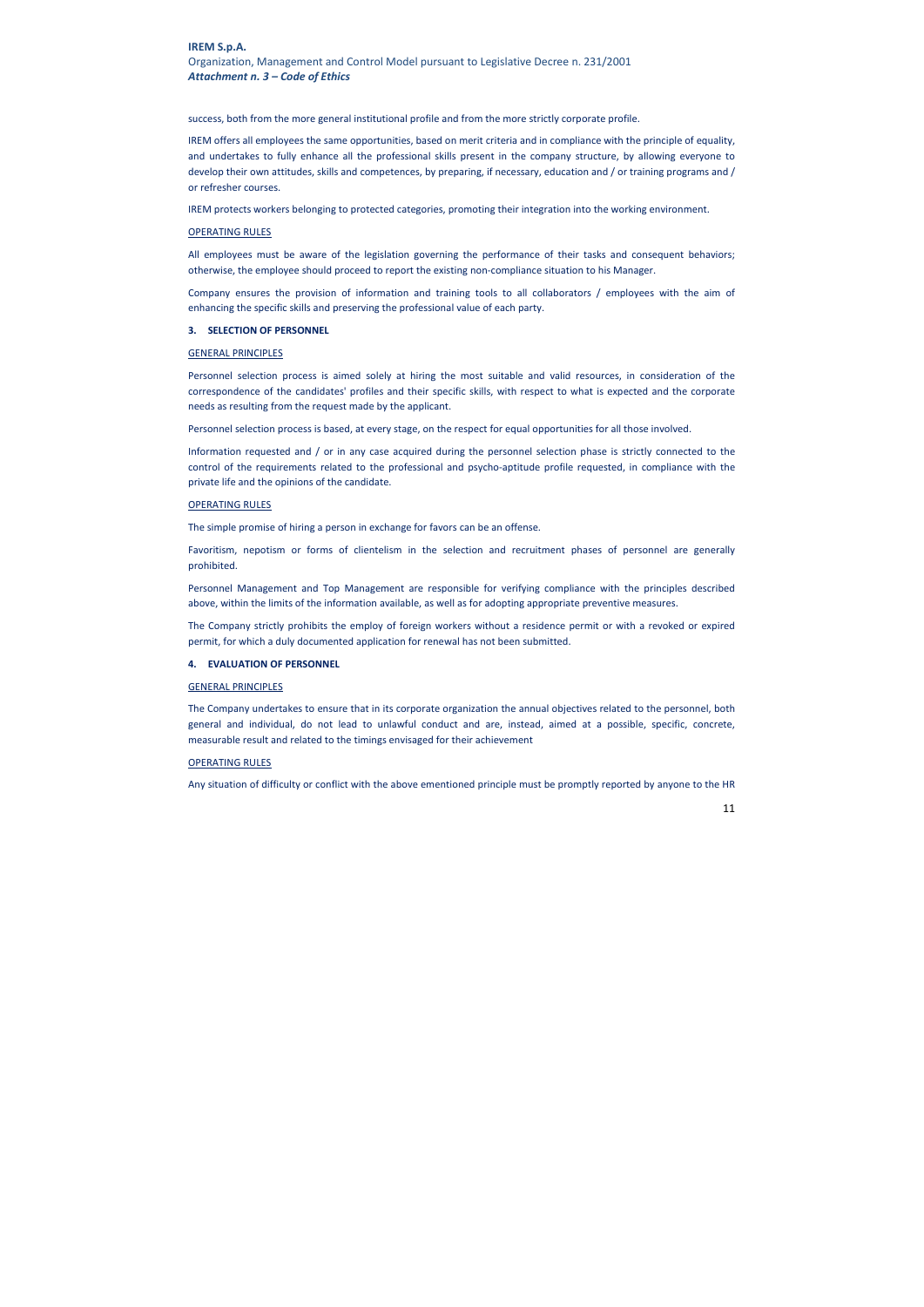success, both from the more general institutional profile and from the more strictly corporate profile.

IREM offers all employees the same opportunities, based on merit criteria and in compliance with the principle of equality, and undertakes to fully enhance all the professional skills present in the company structure, by allowing everyone to develop their own attitudes, skills and competences, by preparing, if necessary, education and / or training programs and / or refresher courses.

IREM protects workers belonging to protected categories, promoting their integration into the working environment.

<u>OPERATING RULES</u>

All employees must be aware of the legislation governing the performance of their tasks and consequent behaviors; otherwise, the employee should proceed to report the existing non-compliance situation to his Manager.

Company ensures the provision of information and training tools to all collaborators / employees with the aim of enhancing the specific skills and preserving the professional value of each party.

### 3. SELECTION OF PERSONNEL

<u>GENERAL PRINCIPLES</u>

Personnel selection process is aimed solely at hiring the most suitable and valid resources, in consideration of the correspondence of the candidates' profiles and their specific skills, with respect to what is expected and the corporate needs as resulting from the request made by the applicant.

Personnel selection process is based, at every stage, on the respect for equal opportunities for all those involved.

Information requested and / or in any case acquired during the personnel selection phase is strictly connected to the control of the requirements related to the professional and psycho-aptitude profile requested, in compliance with the private life and the opinions of the candidate.

<u>OPERATING RULES</u>

The simple promise of hiring a person in exchange for favors can be an offense.

Favoritism, nepotism or forms of clientelism in the selection and recruitment phases of personnel are generally prohibited.

Personnel Management and Top Management are responsible for verifying compliance with the principles described above, within the limits of the information available, as well as for adopting appropriate preventive measures.

The Company strictly prohibits the employ of foreign workers without a residence permit or with a revoked or expired permit, for which a duly documented application for renewal has not been submitted.

### 4. EVALUATION OF PERSONNEL

<u>GENERAL PRINCIPLES</u>

The Company undertakes to ensure that in its corporate organization the annual objectives related to the personnel, both general and individual, do not lead to unlawful conduct and are, instead, aimed at a possible, specific, concrete, measurable result and related to the timings envisaged for their achievement

<u>OPERATING RULES</u>

Any situation of difficulty or conflict with the above ementioned principle must be promptly reported by anyone to the HR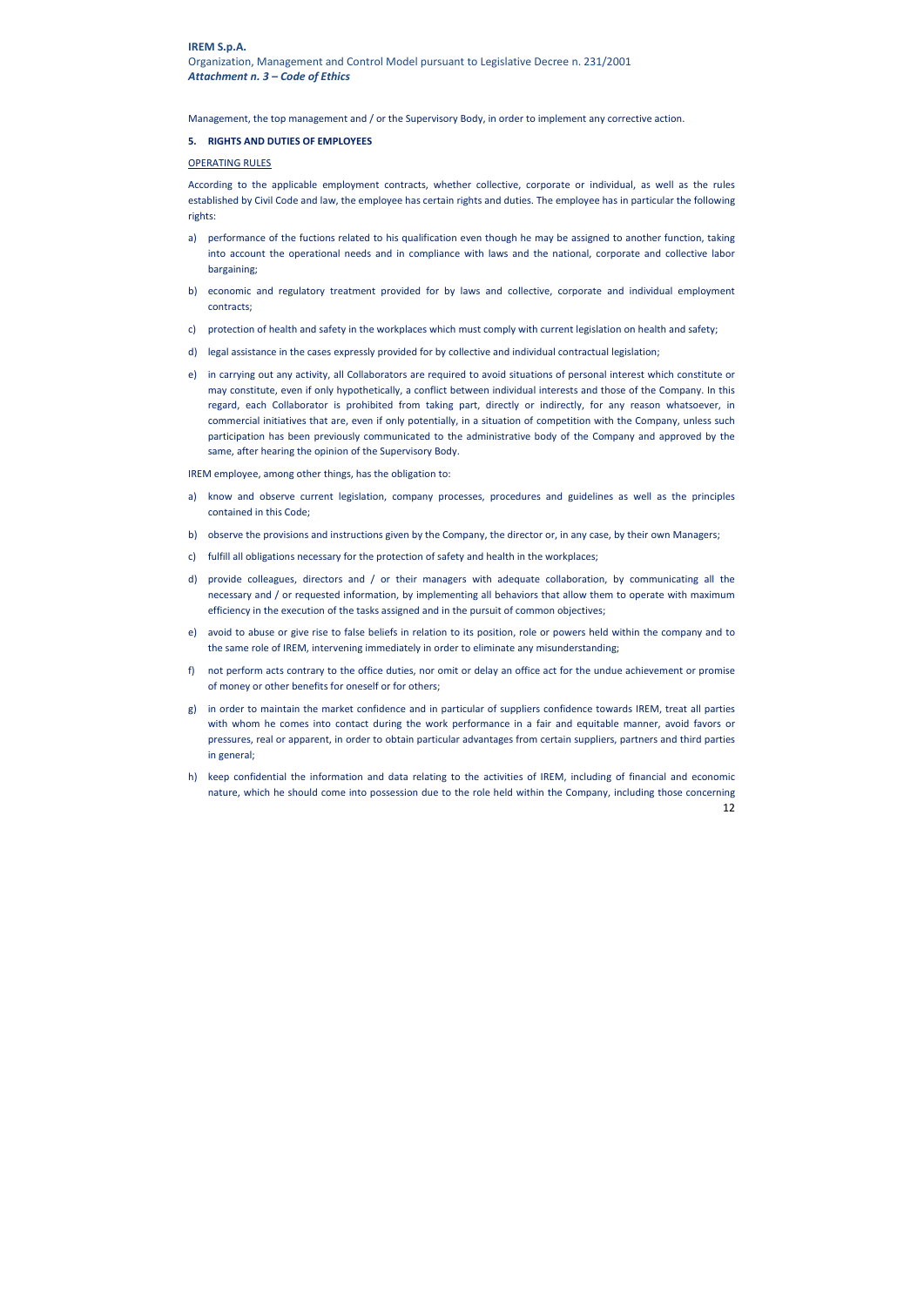Management, the top management and / or the Supervisory Body, in order to implement any corrective action.

## 5. RIGHTS AND DUTIES OF EMPLOYEES

OPERATING RULES

According to the applicable employment contracts, whether collective, corporate or individual, as well as the rules established by Civil Code and law, the employee has certain rights and duties. The employee has in particular the following rights:

a) performance of the fuctions related to his qualification even though he may be assigned to another function, taking into account the operational needs and in compliance with laws and the national, corporate and collective labor bargaining;

b) economic and regulatory treatment provided for by laws and collective, corporate and individual employment contracts;

c) protection of health and safety in the workplaces which must comply with current legislation on health and safety;

d) legal assistance in the cases expressly provided for by collective and individual contractual legislation;

e) in carrying out any activity, all Collaborators are required to avoid situations of personal interest which constitute or may constitute, even if only hypothetically, a conflict between individual interests and those of the Company. In this regard, each Collaborator is prohibited from taking part, directly or indirectly, for any reason whatsoever, in commercial initiatives that are, even if only potentially, in a situation of competition with the Company, unless such participation has been previously communicated to the administrative body of the Company and approved by the same, after hearing the opinion of the Supervisory Body.

IREM employee, among other things, has the obligation to:

a) know and observe current legislation, company processes, procedures and guidelines as well as the principles contained in this Code;

b) observe the provisions and instructions given by the Company, the director or, in any case, by their own Managers;

c) fulfill all obligations necessary for the protection of safety and health in the workplaces;

d) provide colleagues, directors and / or their managers with adequate collaboration, by communicating all the necessary and / or requested information, by implementing all behaviors that allow them to operate with maximum efficiency in the execution of the tasks assigned and in the pursuit of common objectives;

e) avoid to abuse or give rise to false beliefs in relation to its position, role or powers held within the company and to the same role of IREM, intervening immediately in order to eliminate any misunderstanding;

f) not perform acts contrary to the office duties, nor omit or delay an office act for the undue achievement or promise of money or other benefits for oneself or for others;

g) in order to maintain the market confidence and in particular of suppliers confidence towards IREM, treat all parties with whom he comes into contact during the work performance in a fair and equitable manner, avoid favors or pressures, real or apparent, in order to obtain particular advantages from certain suppliers, partners and third parties in general;

h) keep confidential the information and data relating to the activities of IREM, including of financial and economic nature, which he should come into possession due to the role held within the Company, including those concerning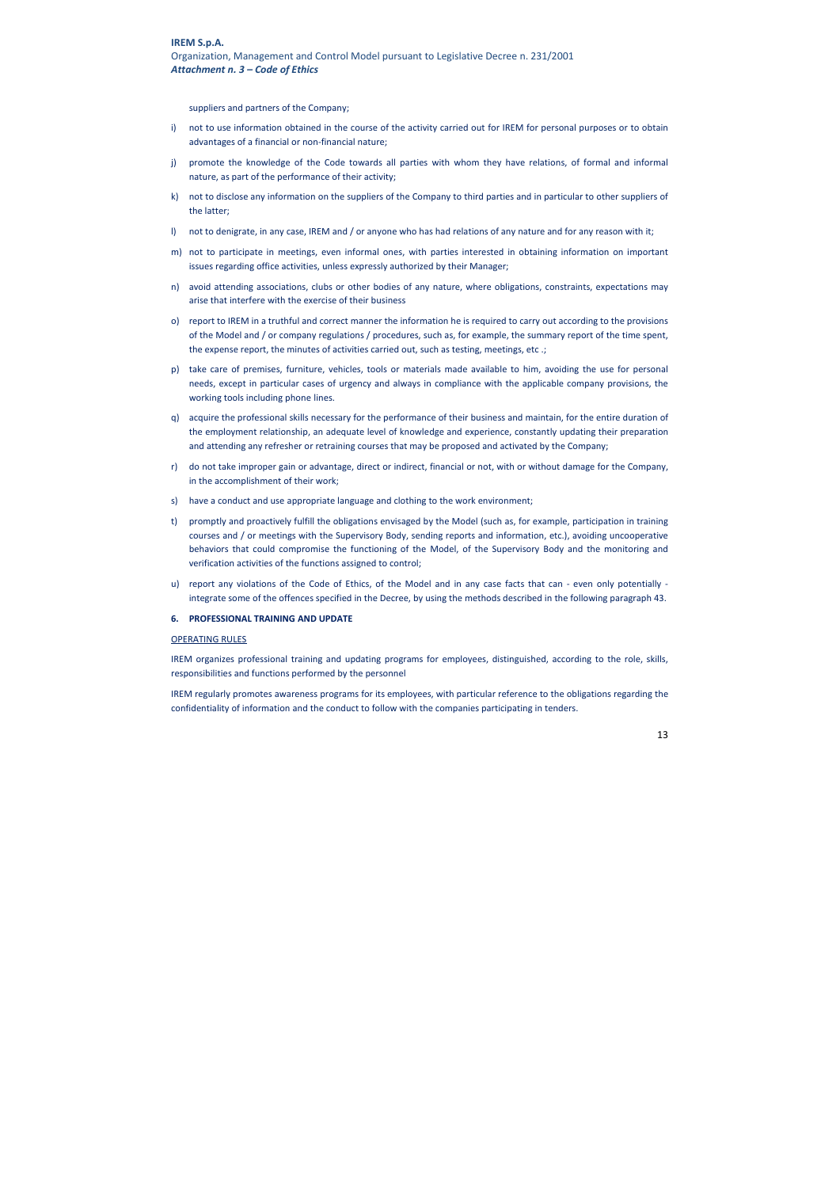suppliers and partners of the Company;

i) not to use information obtained in the course of the activity carried out for IREM for personal purposes or to obtain advantages of a financial or non-financial nature;

j) promote the knowledge of the Code towards all parties with whom they have relations, of formal and informal nature, as part of the performance of their activity;

k) not to disclose any information on the suppliers of the Company to third parties and in particular to other suppliers of the latter;

l) not to denigrate, in any case, IREM and / or anyone who has had relations of any nature and for any reason with it;

m) not to participate in meetings, even informal ones, with parties interested in obtaining information on important issues regarding office activities, unless expressly authorized by their Manager;

n) avoid attending associations, clubs or other bodies of any nature, where obligations, constraints, expectations may arise that interfere with the exercise of their business

o) report to IREM in a truthful and correct manner the information he is required to carry out according to the provisions of the Model and / or company regulations / procedures, such as, for example, the summary report of the time spent, the expense report, the minutes of activities carried out, such as testing, meetings, etc .;

p) take care of premises, furniture, vehicles, tools or materials made available to him, avoiding the use for personal needs, except in particular cases of urgency and always in compliance with the applicable company provisions, the working tools including phone lines.

q) acquire the professional skills necessary for the performance of their business and maintain, for the entire duration of the employment relationship, an adequate level of knowledge and experience, constantly updating their preparation and attending any refresher or retraining courses that may be proposed and activated by the Company;

r) do not take improper gain or advantage, direct or indirect, financial or not, with or without damage for the Company, in the accomplishment of their work;

s) have a conduct and use appropriate language and clothing to the work environment;

t) promptly and proactively fulfill the obligations envisaged by the Model (such as, for example, participation in training courses and / or meetings with the Supervisory Body, sending reports and information, etc.), avoiding uncooperative behaviors that could compromise the functioning of the Model, of the Supervisory Body and the monitoring and verification activities of the functions assigned to control;

u) report any violations of the Code of Ethics, of the Model and in any case facts that can - even only potentially - integrate some of the offences specified in the Decree, by using the methods described in the following paragraph 43.

## 6. PROFESSIONAL TRAINING AND UPDATE

OPERATING RULES

IREM organizes professional training and updating programs for employees, distinguished, according to the role, skills, responsibilities and functions performed by the personnel

IREM regularly promotes awareness programs for its employees, with particular reference to the obligations regarding the confidentiality of information and the conduct to follow with the companies participating in tenders.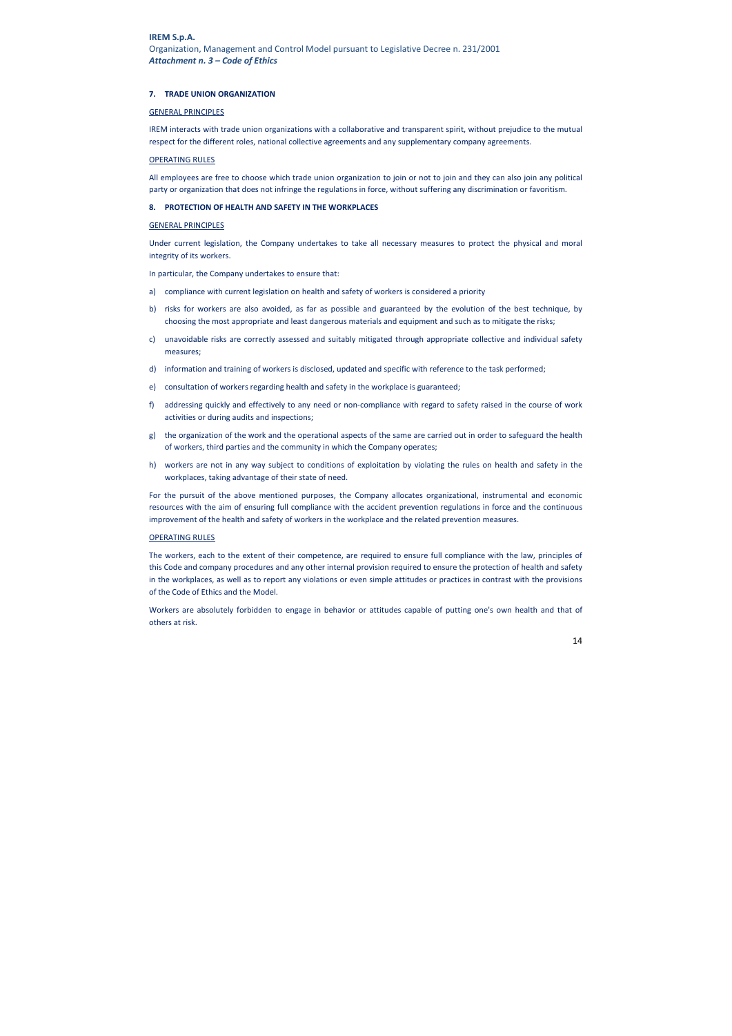## 7. TRADE UNION ORGANIZATION

GENERAL PRINCIPLES

IREM interacts with trade union organizations with a collaborative and transparent spirit, without prejudice to the mutual respect for the different roles, national collective agreements and any supplementary company agreements.

OPERATING RULES

All employees are free to choose which trade union organization to join or not to join and they can also join any political party or organization that does not infringe the regulations in force, without suffering any discrimination or favoritism.

## 8. PROTECTION OF HEALTH AND SAFETY IN THE WORKPLACES

GENERAL PRINCIPLES

Under current legislation, the Company undertakes to take all necessary measures to protect the physical and moral integrity of its workers.

In particular, the Company undertakes to ensure that:

a) compliance with current legislation on health and safety of workers is considered a priority

b) risks for workers are also avoided, as far as possible and guaranteed by the evolution of the best technique, by choosing the most appropriate and least dangerous materials and equipment and such as to mitigate the risks;

c) unavoidable risks are correctly assessed and suitably mitigated through appropriate collective and individual safety measures;

d) information and training of workers is disclosed, updated and specific with reference to the task performed;

e) consultation of workers regarding health and safety in the workplace is guaranteed;

f) addressing quickly and effectively to any need or non-compliance with regard to safety raised in the course of work activities or during audits and inspections;

g) the organization of the work and the operational aspects of the same are carried out in order to safeguard the health of workers, third parties and the community in which the Company operates;

h) workers are not in any way subject to conditions of exploitation by violating the rules on health and safety in the workplaces, taking advantage of their state of need.

For the pursuit of the above mentioned purposes, the Company allocates organizational, instrumental and economic resources with the aim of ensuring full compliance with the accident prevention regulations in force and the continuous improvement of the health and safety of workers in the workplace and the related prevention measures.

OPERATING RULES

The workers, each to the extent of their competence, are required to ensure full compliance with the law, principles of this Code and company procedures and any other internal provision required to ensure the protection of health and safety in the workplaces, as well as to report any violations or even simple attitudes or practices in contrast with the provisions of the Code of Ethics and the Model.

Workers are absolutely forbidden to engage in behavior or attitudes capable of putting one's own health and that of others at risk.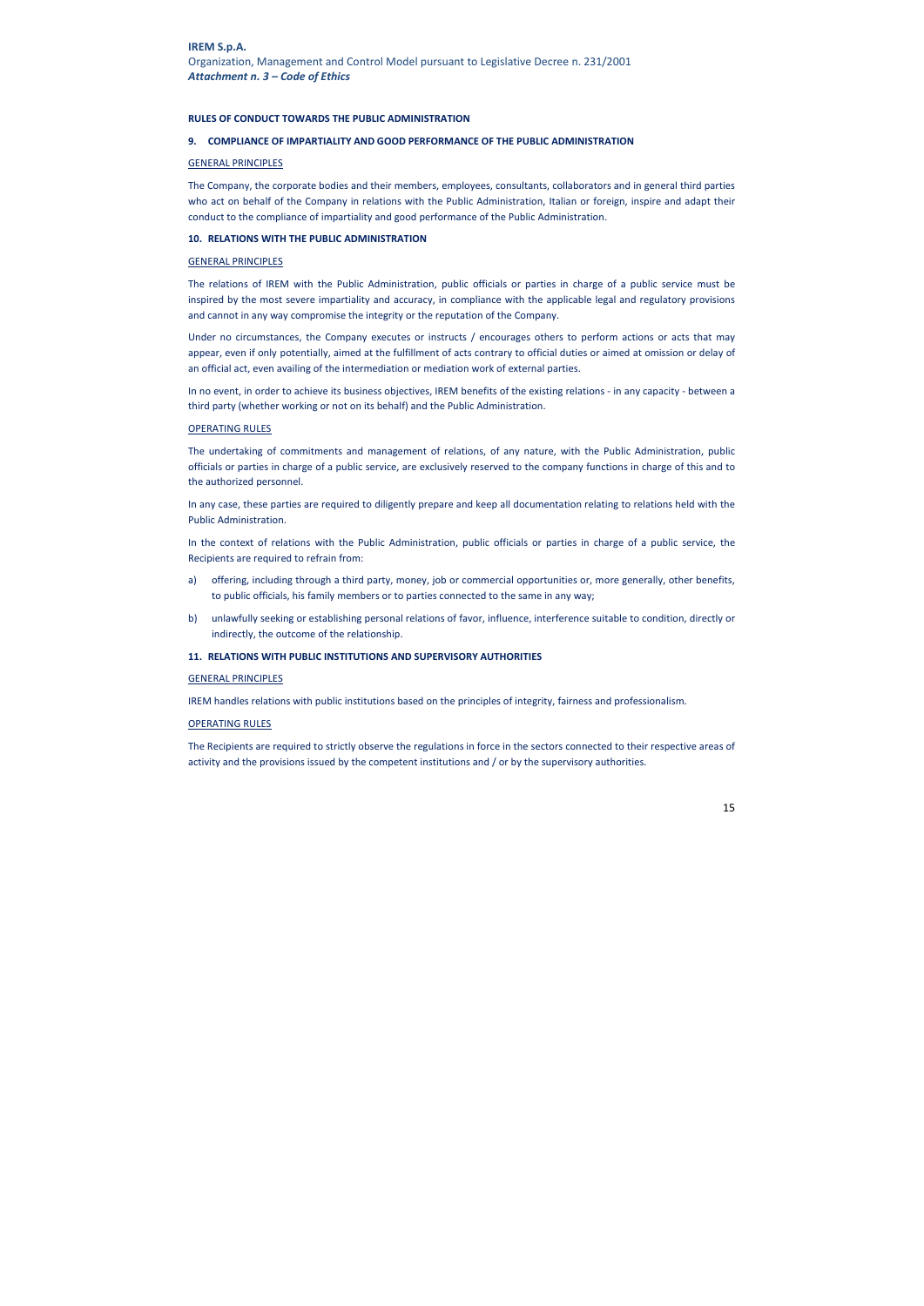## RULES OF CONDUCT TOWARDS THE PUBLIC ADMINISTRATION

### 9. COMPLIANCE OF IMPARTIALITY AND GOOD PERFORMANCE OF THE PUBLIC ADMINISTRATION

GENERAL PRINCIPLES

The Company, the corporate bodies and their members, employees, consultants, collaborators and in general third parties who act on behalf of the Company in relations with the Public Administration, Italian or foreign, inspire and adapt their conduct to the compliance of impartiality and good performance of the Public Administration.

### 10. RELATIONS WITH THE PUBLIC ADMINISTRATION

GENERAL PRINCIPLES

The relations of IREM with the Public Administration, public officials or parties in charge of a public service must be inspired by the most severe impartiality and accuracy, in compliance with the applicable legal and regulatory provisions and cannot in any way compromise the integrity or the reputation of the Company.

Under no circumstances, the Company executes or instructs / encourages others to perform actions or acts that may appear, even if only potentially, aimed at the fulfillment of acts contrary to official duties or aimed at omission or delay of an official act, even availing of the intermediation or mediation work of external parties.

In no event, in order to achieve its business objectives, IREM benefits of the existing relations - in any capacity - between a third party (whether working or not on its behalf) and the Public Administration.

OPERATING RULES

The undertaking of commitments and management of relations, of any nature, with the Public Administration, public officials or parties in charge of a public service, are exclusively reserved to the company functions in charge of this and to the authorized personnel.

In any case, these parties are required to diligently prepare and keep all documentation relating to relations held with the Public Administration.

In the context of relations with the Public Administration, public officials or parties in charge of a public service, the Recipients are required to refrain from:

a) offering, including through a third party, money, job or commercial opportunities or, more generally, other benefits, to public officials, his family members or to parties connected to the same in any way;

b) unlawfully seeking or establishing personal relations of favor, influence, interference suitable to condition, directly or indirectly, the outcome of the relationship.

### 11. RELATIONS WITH PUBLIC INSTITUTIONS AND SUPERVISORY AUTHORITIES

GENERAL PRINCIPLES

IREM handles relations with public institutions based on the principles of integrity, fairness and professionalism.

OPERATING RULES

The Recipients are required to strictly observe the regulations in force in the sectors connected to their respective areas of activity and the provisions issued by the competent institutions and / or by the supervisory authorities.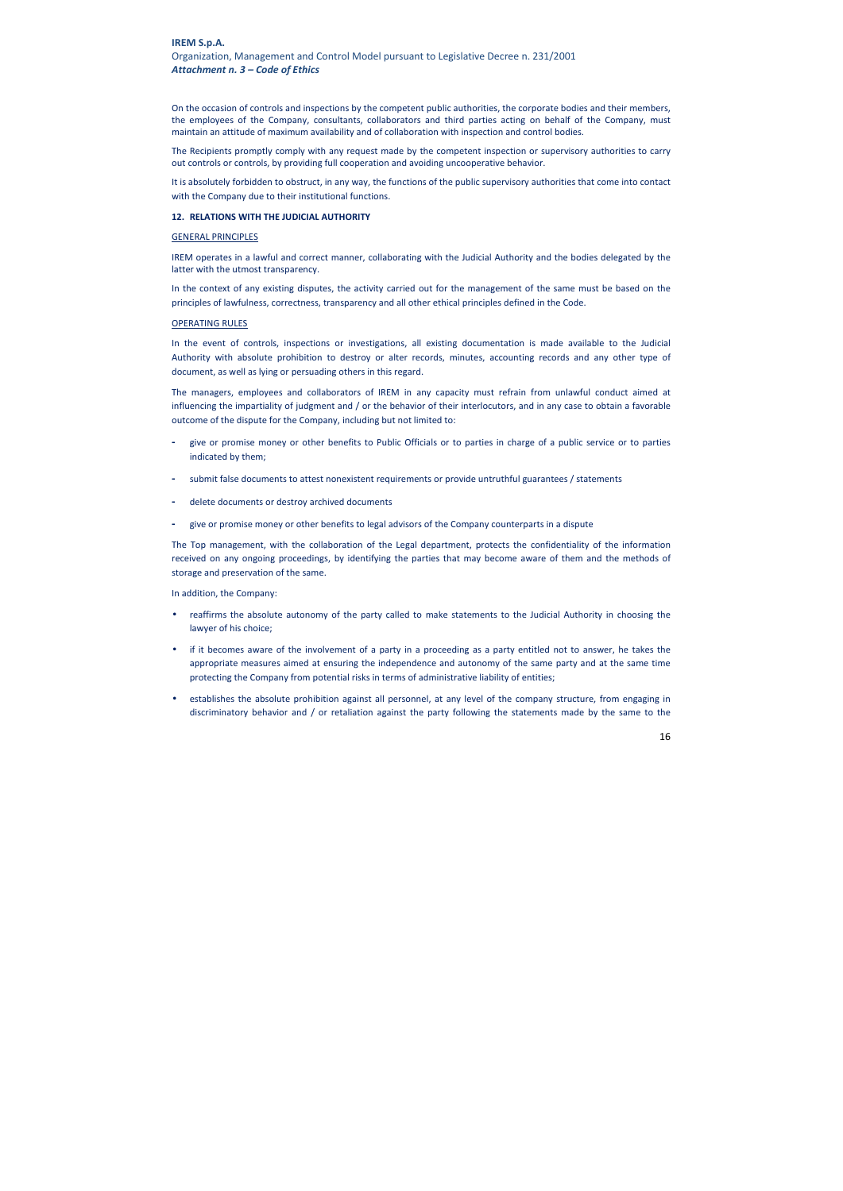On the occasion of controls and inspections by the competent public authorities, the corporate bodies and their members, the employees of the Company, consultants, collaborators and third parties acting on behalf of the Company, must maintain an attitude of maximum availability and of collaboration with inspection and control bodies.

The Recipients promptly comply with any request made by the competent inspection or supervisory authorities to carry out controls or controls, by providing full cooperation and avoiding uncooperative behavior.

It is absolutely forbidden to obstruct, in any way, the functions of the public supervisory authorities that come into contact with the Company due to their institutional functions.

## 12. RELATIONS WITH THE JUDICIAL AUTHORITY

GENERAL PRINCIPLES

IREM operates in a lawful and correct manner, collaborating with the Judicial Authority and the bodies delegated by the latter with the utmost transparency.

In the context of any existing disputes, the activity carried out for the management of the same must be based on the principles of lawfulness, correctness, transparency and all other ethical principles defined in the Code.

OPERATING RULES

In the event of controls, inspections or investigations, all existing documentation is made available to the Judicial Authority with absolute prohibition to destroy or alter records, minutes, accounting records and any other type of document, as well as lying or persuading others in this regard.

The managers, employees and collaborators of IREM in any capacity must refrain from unlawful conduct aimed at influencing the impartiality of judgment and / or the behavior of their interlocutors, and in any case to obtain a favorable outcome of the dispute for the Company, including but not limited to:

- give or promise money or other benefits to Public Officials or to parties in charge of a public service or to parties indicated by them;
- submit false documents to attest nonexistent requirements or provide untruthful guarantees / statements
- delete documents or destroy archived documents
- give or promise money or other benefits to legal advisors of the Company counterparts in a dispute

The Top management, with the collaboration of the Legal department, protects the confidentiality of the information received on any ongoing proceedings, by identifying the parties that may become aware of them and the methods of storage and preservation of the same.

In addition, the Company:

- reaffirms the absolute autonomy of the party called to make statements to the Judicial Authority in choosing the lawyer of his choice;
- if it becomes aware of the involvement of a party in a proceeding as a party entitled not to answer, he takes the appropriate measures aimed at ensuring the independence and autonomy of the same party and at the same time protecting the Company from potential risks in terms of administrative liability of entities;
- establishes the absolute prohibition against all personnel, at any level of the company structure, from engaging in discriminatory behavior and / or retaliation against the party following the statements made by the same to the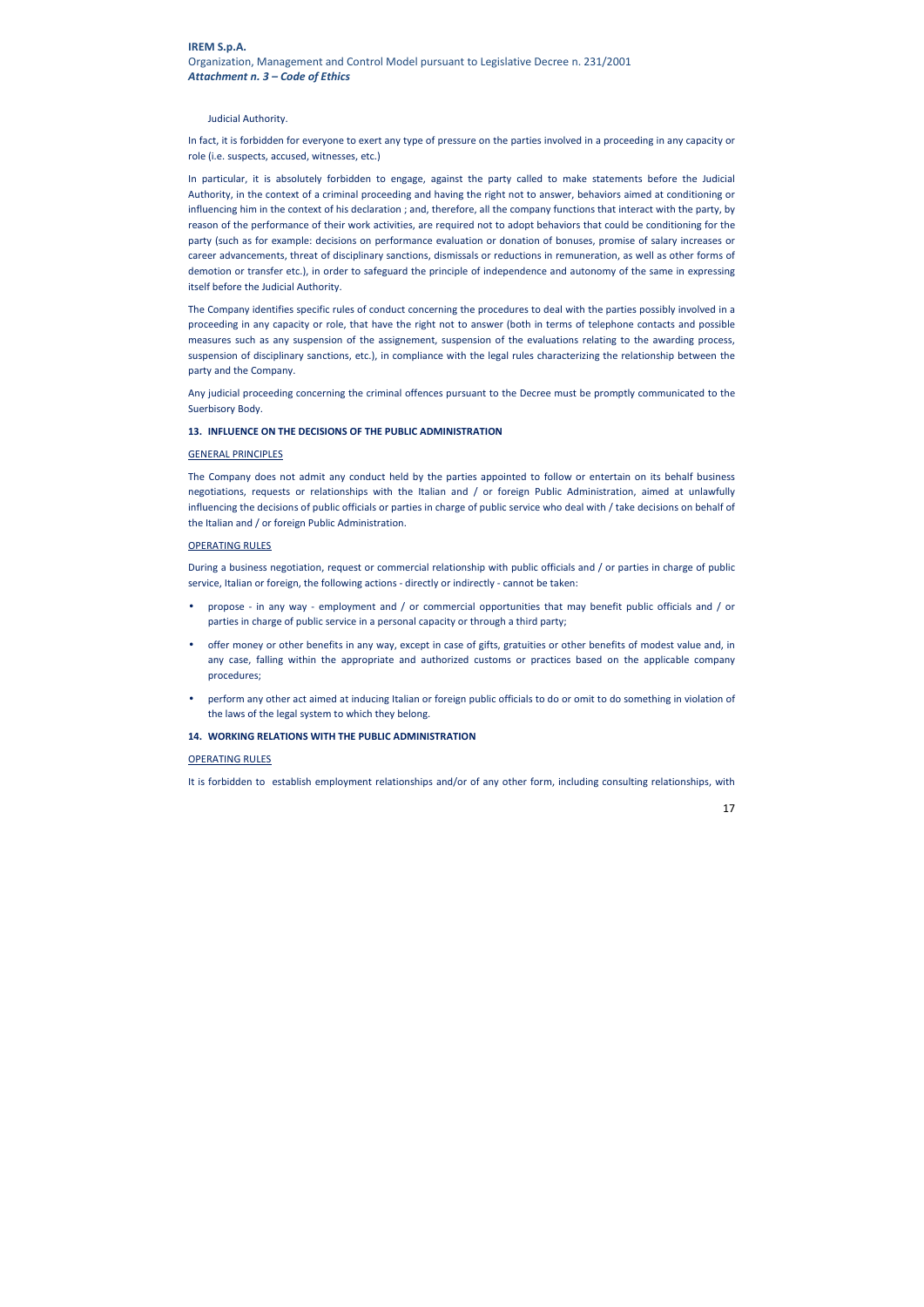Judicial Authority.

In fact, it is forbidden for everyone to exert any type of pressure on the parties involved in a proceeding in any capacity or role (i.e. suspects, accused, witnesses, etc.)

In particular, it is absolutely forbidden to engage, against the party called to make statements before the Judicial Authority, in the context of a criminal proceeding and having the right not to answer, behaviors aimed at conditioning or influencing him in the context of his declaration ; and, therefore, all the company functions that interact with the party, by reason of the performance of their work activities, are required not to adopt behaviors that could be conditioning for the party (such as for example: decisions on performance evaluation or donation of bonuses, promise of salary increases or career advancements, threat of disciplinary sanctions, dismissals or reductions in remuneration, as well as other forms of demotion or transfer etc.), in order to safeguard the principle of independence and autonomy of the same in expressing itself before the Judicial Authority.

The Company identifies specific rules of conduct concerning the procedures to deal with the parties possibly involved in a proceeding in any capacity or role, that have the right not to answer (both in terms of telephone contacts and possible measures such as any suspension of the assignement, suspension of the evaluations relating to the awarding process, suspension of disciplinary sanctions, etc.), in compliance with the legal rules characterizing the relationship between the party and the Company.

Any judicial proceeding concerning the criminal offences pursuant to the Decree must be promptly communicated to the Suerbisory Body.

## 13. INFLUENCE ON THE DECISIONS OF THE PUBLIC ADMINISTRATION

GENERAL PRINCIPLES

The Company does not admit any conduct held by the parties appointed to follow or entertain on its behalf business negotiations, requests or relationships with the Italian and / or foreign Public Administration, aimed at unlawfully influencing the decisions of public officials or parties in charge of public service who deal with / take decisions on behalf of the Italian and / or foreign Public Administration.

OPERATING RULES

During a business negotiation, request or commercial relationship with public officials and / or parties in charge of public service, Italian or foreign, the following actions - directly or indirectly - cannot be taken:

- propose - in any way - employment and / or commercial opportunities that may benefit public officials and / or parties in charge of public service in a personal capacity or through a third party;
- offer money or other benefits in any way, except in case of gifts, gratuities or other benefits of modest value and, in any case, falling within the appropriate and authorized customs or practices based on the applicable company procedures;
- perform any other act aimed at inducing Italian or foreign public officials to do or omit to do something in violation of the laws of the legal system to which they belong.

## 14. WORKING RELATIONS WITH THE PUBLIC ADMINISTRATION

OPERATING RULES

It is forbidden to establish employment relationships and/or of any other form, including consulting relationships, with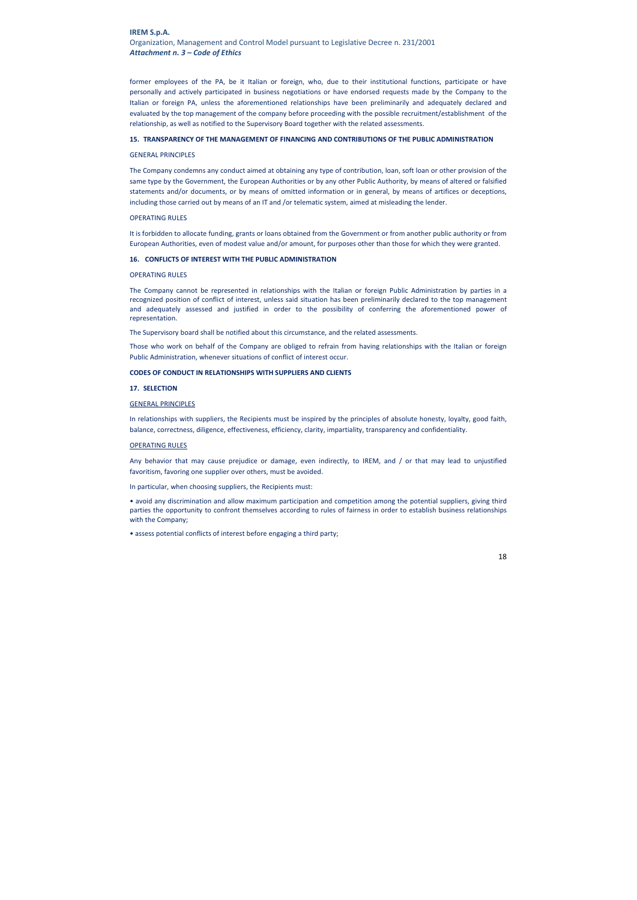former employees of the PA, be it Italian or foreign, who, due to their institutional functions, participate or have personally and actively participated in business negotiations or have endorsed requests made by the Company to the Italian or foreign PA, unless the aforementioned relationships have been preliminarily and adequately declared and evaluated by the top management of the company before proceeding with the possible recruitment/establishment of the relationship, as well as notified to the Supervisory Board together with the related assessments.

### 15. TRANSPARENCY OF THE MANAGEMENT OF FINANCING AND CONTRIBUTIONS OF THE PUBLIC ADMINISTRATION

GENERAL PRINCIPLES

The Company condemns any conduct aimed at obtaining any type of contribution, loan, soft loan or other provision of the same type by the Government, the European Authorities or by any other Public Authority, by means of altered or falsified statements and/or documents, or by means of omitted information or in general, by means of artifices or deceptions, including those carried out by means of an IT and /or telematic system, aimed at misleading the lender.

OPERATING RULES

It is forbidden to allocate funding, grants or loans obtained from the Government or from another public authority or from European Authorities, even of modest value and/or amount, for purposes other than those for which they were granted.

### 16. CONFLICTS OF INTEREST WITH THE PUBLIC ADMINISTRATION

OPERATING RULES

The Company cannot be represented in relationships with the Italian or foreign Public Administration by parties in a recognized position of conflict of interest, unless said situation has been preliminarily declared to the top management and adequately assessed and justified in order to the possibility of conferring the aforementioned power of representation.

The Supervisory board shall be notified about this circumstance, and the related assessments.

Those who work on behalf of the Company are obliged to refrain from having relationships with the Italian or foreign Public Administration, whenever situations of conflict of interest occur.

## CODES OF CONDUCT IN RELATIONSHIPS WITH SUPPLIERS AND CLIENTS

### 17. SELECTION

GENERAL PRINCIPLES

In relationships with suppliers, the Recipients must be inspired by the principles of absolute honesty, loyalty, good faith, balance, correctness, diligence, effectiveness, efficiency, clarity, impartiality, transparency and confidentiality.

OPERATING RULES

Any behavior that may cause prejudice or damage, even indirectly, to IREM, and / or that may lead to unjustified favoritism, favoring one supplier over others, must be avoided.

In particular, when choosing suppliers, the Recipients must:

- avoid any discrimination and allow maximum participation and competition among the potential suppliers, giving third parties the opportunity to confront themselves according to rules of fairness in order to establish business relationships with the Company;
- assess potential conflicts of interest before engaging a third party;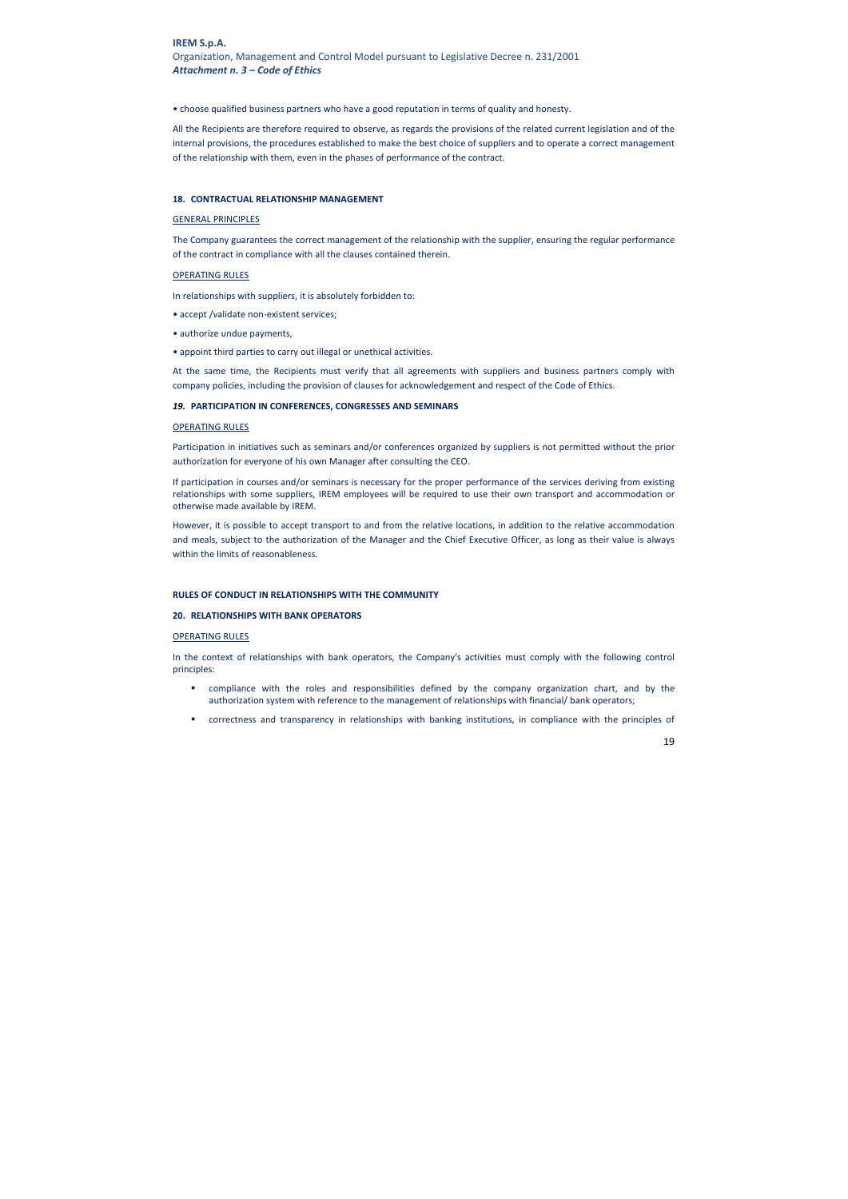• choose qualified business partners who have a good reputation in terms of quality and honesty.

All the Recipients are therefore required to observe, as regards the provisions of the related current legislation and of the internal provisions, the procedures established to make the best choice of suppliers and to operate a correct management of the relationship with them, even in the phases of performance of the contract.

## 18. CONTRACTUAL RELATIONSHIP MANAGEMENT

GENERAL PRINCIPLES

The Company guarantees the correct management of the relationship with the supplier, ensuring the regular performance of the contract in compliance with all the clauses contained therein.

OPERATING RULES

In relationships with suppliers, it is absolutely forbidden to:

• accept /validate non-existent services;

• authorize undue payments,

• appoint third parties to carry out illegal or unethical activities.

At the same time, the Recipients must verify that all agreements with suppliers and business partners comply with company policies, including the provision of clauses for acknowledgement and respect of the Code of Ethics.

## *19.* PARTICIPATION IN CONFERENCES, CONGRESSES AND SEMINARS

OPERATING RULES

Participation in initiatives such as seminars and/or conferences organized by suppliers is not permitted without the prior authorization for everyone of his own Manager after consulting the CEO.

If participation in courses and/or seminars is necessary for the proper performance of the services deriving from existing relationships with some suppliers, IREM employees will be required to use their own transport and accommodation or otherwise made available by IREM.

However, it is possible to accept transport to and from the relative locations, in addition to the relative accommodation and meals, subject to the authorization of the Manager and the Chief Executive Officer, as long as their value is always within the limits of reasonableness.

## RULES OF CONDUCT IN RELATIONSHIPS WITH THE COMMUNITY

## 20. RELATIONSHIPS WITH BANK OPERATORS

OPERATING RULES

In the context of relationships with bank operators, the Company's activities must comply with the following control principles:

- compliance with the roles and responsibilities defined by the company organization chart, and by the authorization system with reference to the management of relationships with financial/ bank operators;
- correctness and transparency in relationships with banking institutions, in compliance with the principles of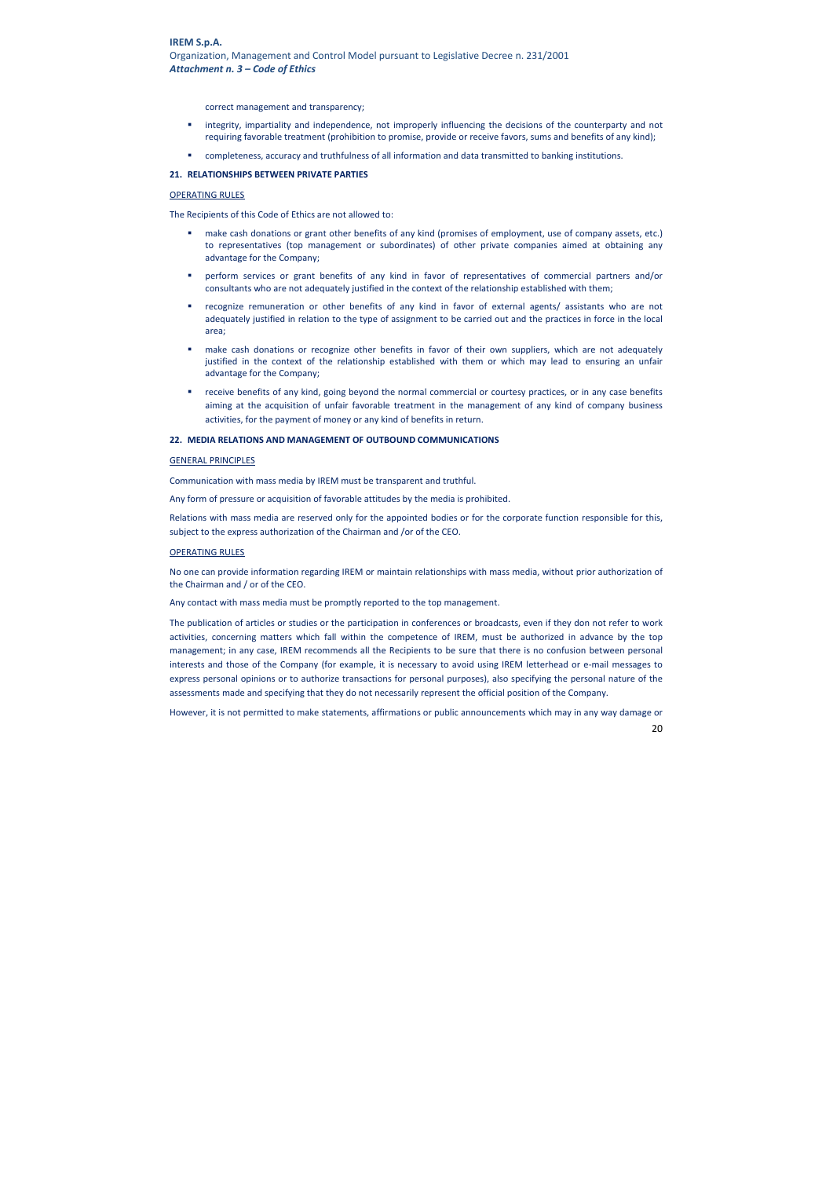correct management and transparency;

- integrity, impartiality and independence, not improperly influencing the decisions of the counterparty and not requiring favorable treatment (prohibition to promise, provide or receive favors, sums and benefits of any kind);
- completeness, accuracy and truthfulness of all information and data transmitted to banking institutions.

## 21. RELATIONSHIPS BETWEEN PRIVATE PARTIES

OPERATING RULES

The Recipients of this Code of Ethics are not allowed to:

- make cash donations or grant other benefits of any kind (promises of employment, use of company assets, etc.) to representatives (top management or subordinates) of other private companies aimed at obtaining any advantage for the Company;
- perform services or grant benefits of any kind in favor of representatives of commercial partners and/or consultants who are not adequately justified in the context of the relationship established with them;
- recognize remuneration or other benefits of any kind in favor of external agents/ assistants who are not adequately justified in relation to the type of assignment to be carried out and the practices in force in the local area;
- make cash donations or recognize other benefits in favor of their own suppliers, which are not adequately justified in the context of the relationship established with them or which may lead to ensuring an unfair advantage for the Company;
- receive benefits of any kind, going beyond the normal commercial or courtesy practices, or in any case benefits aiming at the acquisition of unfair favorable treatment in the management of any kind of company business activities, for the payment of money or any kind of benefits in return.

## 22. MEDIA RELATIONS AND MANAGEMENT OF OUTBOUND COMMUNICATIONS

GENERAL PRINCIPLES

Communication with mass media by IREM must be transparent and truthful.

Any form of pressure or acquisition of favorable attitudes by the media is prohibited.

Relations with mass media are reserved only for the appointed bodies or for the corporate function responsible for this, subject to the express authorization of the Chairman and /or of the CEO.

OPERATING RULES

No one can provide information regarding IREM or maintain relationships with mass media, without prior authorization of the Chairman and / or of the CEO.

Any contact with mass media must be promptly reported to the top management.

The publication of articles or studies or the participation in conferences or broadcasts, even if they don not refer to work activities, concerning matters which fall within the competence of IREM, must be authorized in advance by the top management; in any case, IREM recommends all the Recipients to be sure that there is no confusion between personal interests and those of the Company (for example, it is necessary to avoid using IREM letterhead or e-mail messages to express personal opinions or to authorize transactions for personal purposes), also specifying the personal nature of the assessments made and specifying that they do not necessarily represent the official position of the Company.

However, it is not permitted to make statements, affirmations or public announcements which may in any way damage or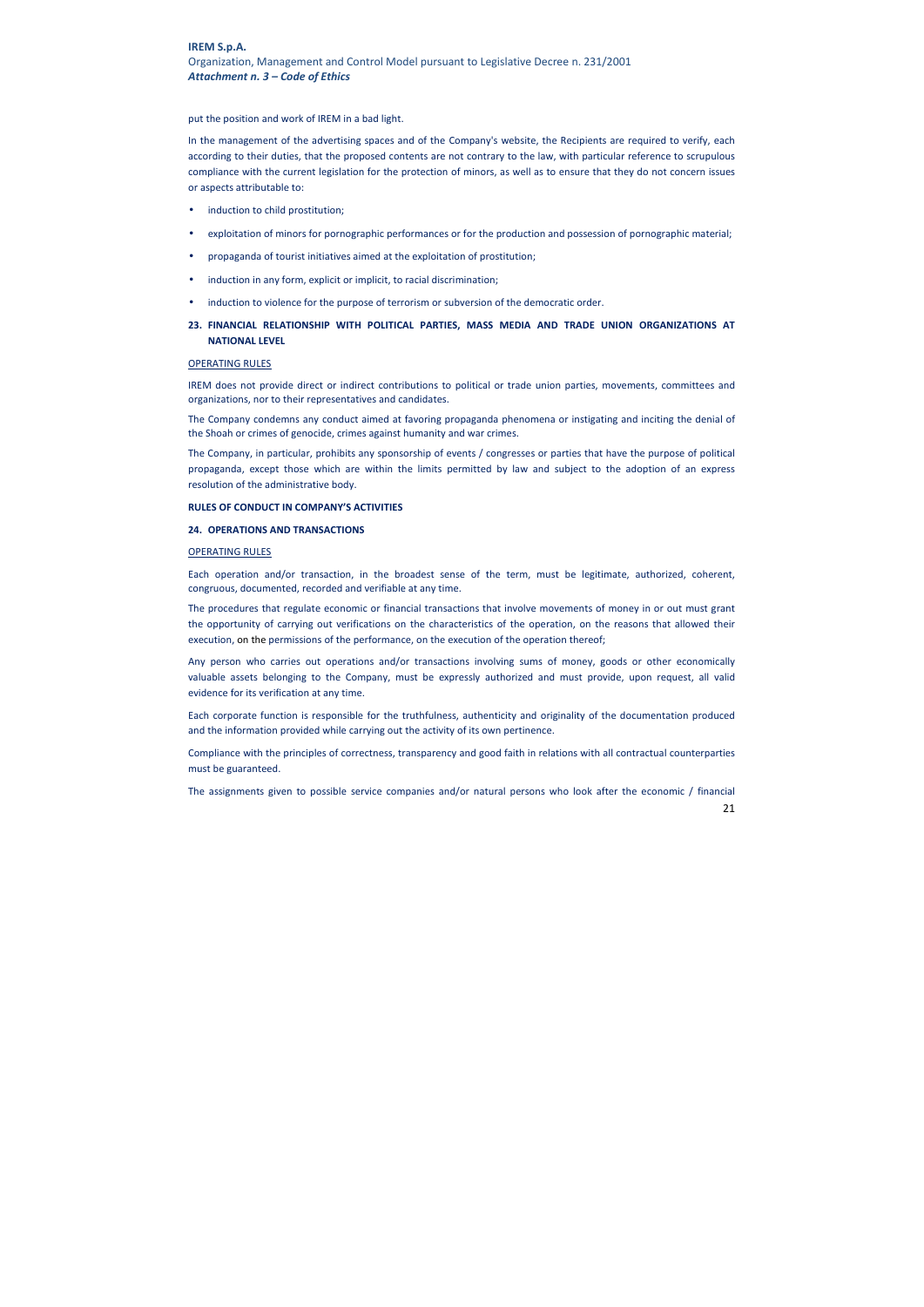put the position and work of IREM in a bad light.

In the management of the advertising spaces and of the Company's website, the Recipients are required to verify, each according to their duties, that the proposed contents are not contrary to the law, with particular reference to scrupulous compliance with the current legislation for the protection of minors, as well as to ensure that they do not concern issues or aspects attributable to:

- induction to child prostitution;
- exploitation of minors for pornographic performances or for the production and possession of pornographic material;
- propaganda of tourist initiatives aimed at the exploitation of prostitution;
- induction in any form, explicit or implicit, to racial discrimination;
- induction to violence for the purpose of terrorism or subversion of the democratic order.

## 23. FINANCIAL RELATIONSHIP WITH POLITICAL PARTIES, MASS MEDIA AND TRADE UNION ORGANIZATIONS AT NATIONAL LEVEL

OPERATING RULES

IREM does not provide direct or indirect contributions to political or trade union parties, movements, committees and organizations, nor to their representatives and candidates.

The Company condemns any conduct aimed at favoring propaganda phenomena or instigating and inciting the denial of the Shoah or crimes of genocide, crimes against humanity and war crimes.

The Company, in particular, prohibits any sponsorship of events / congresses or parties that have the purpose of political propaganda, except those which are within the limits permitted by law and subject to the adoption of an express resolution of the administrative body.

# RULES OF CONDUCT IN COMPANY'S ACTIVITIES

## 24. OPERATIONS AND TRANSACTIONS

OPERATING RULES

Each operation and/or transaction, in the broadest sense of the term, must be legitimate, authorized, coherent, congruous, documented, recorded and verifiable at any time.

The procedures that regulate economic or financial transactions that involve movements of money in or out must grant the opportunity of carrying out verifications on the characteristics of the operation, on the reasons that allowed their execution, on the permissions of the performance, on the execution of the operation thereof;

Any person who carries out operations and/or transactions involving sums of money, goods or other economically valuable assets belonging to the Company, must be expressly authorized and must provide, upon request, all valid evidence for its verification at any time.

Each corporate function is responsible for the truthfulness, authenticity and originality of the documentation produced and the information provided while carrying out the activity of its own pertinence.

Compliance with the principles of correctness, transparency and good faith in relations with all contractual counterparties must be guaranteed.

The assignments given to possible service companies and/or natural persons who look after the economic / financial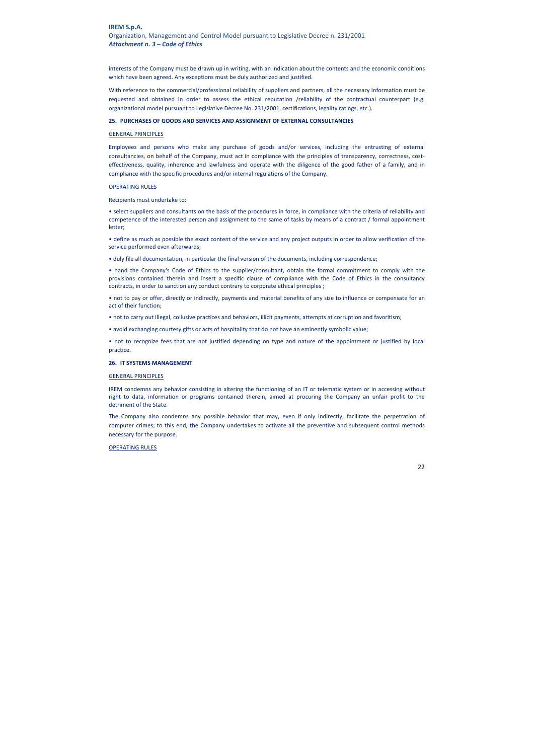interests of the Company must be drawn up in writing, with an indication about the contents and the economic conditions which have been agreed. Any exceptions must be duly authorized and justified.

With reference to the commercial/professional reliability of suppliers and partners, all the necessary information must be requested and obtained in order to assess the ethical reputation /reliability of the contractual counterpart (e.g. organizational model pursuant to Legislative Decree No. 231/2001, certifications, legality ratings, etc.).

## 25. PURCHASES OF GOODS AND SERVICES AND ASSIGNMENT OF EXTERNAL CONSULTANCIES

GENERAL PRINCIPLES

Employees and persons who make any purchase of goods and/or services, including the entrusting of external consultancies, on behalf of the Company, must act in compliance with the principles of transparency, correctness, cost-effectiveness, quality, inherence and lawfulness and operate with the diligence of the good father of a family, and in compliance with the specific procedures and/or internal regulations of the Company.

OPERATING RULES

Recipients must undertake to:

- select suppliers and consultants on the basis of the procedures in force, in compliance with the criteria of reliability and competence of the interested person and assignment to the same of tasks by means of a contract / formal appointment letter;
- define as much as possible the exact content of the service and any project outputs in order to allow verification of the service performed even afterwards;
- duly file all documentation, in particular the final version of the documents, including correspondence;
- hand the Company's Code of Ethics to the supplier/consultant, obtain the formal commitment to comply with the provisions contained therein and insert a specific clause of compliance with the Code of Ethics in the consultancy contracts, in order to sanction any conduct contrary to corporate ethical principles ;
- not to pay or offer, directly or indirectly, payments and material benefits of any size to influence or compensate for an act of their function;
- not to carry out illegal, collusive practices and behaviors, illicit payments, attempts at corruption and favoritism;
- avoid exchanging courtesy gifts or acts of hospitality that do not have an eminently symbolic value;
- not to recognize fees that are not justified depending on type and nature of the appointment or justified by local practice.

## 26. IT SYSTEMS MANAGEMENT

GENERAL PRINCIPLES

IREM condemns any behavior consisting in altering the functioning of an IT or telematic system or in accessing without right to data, information or programs contained therein, aimed at procuring the Company an unfair profit to the detriment of the State.

The Company also condemns any possible behavior that may, even if only indirectly, facilitate the perpetration of computer crimes; to this end, the Company undertakes to activate all the preventive and subsequent control methods necessary for the purpose.

OPERATING RULES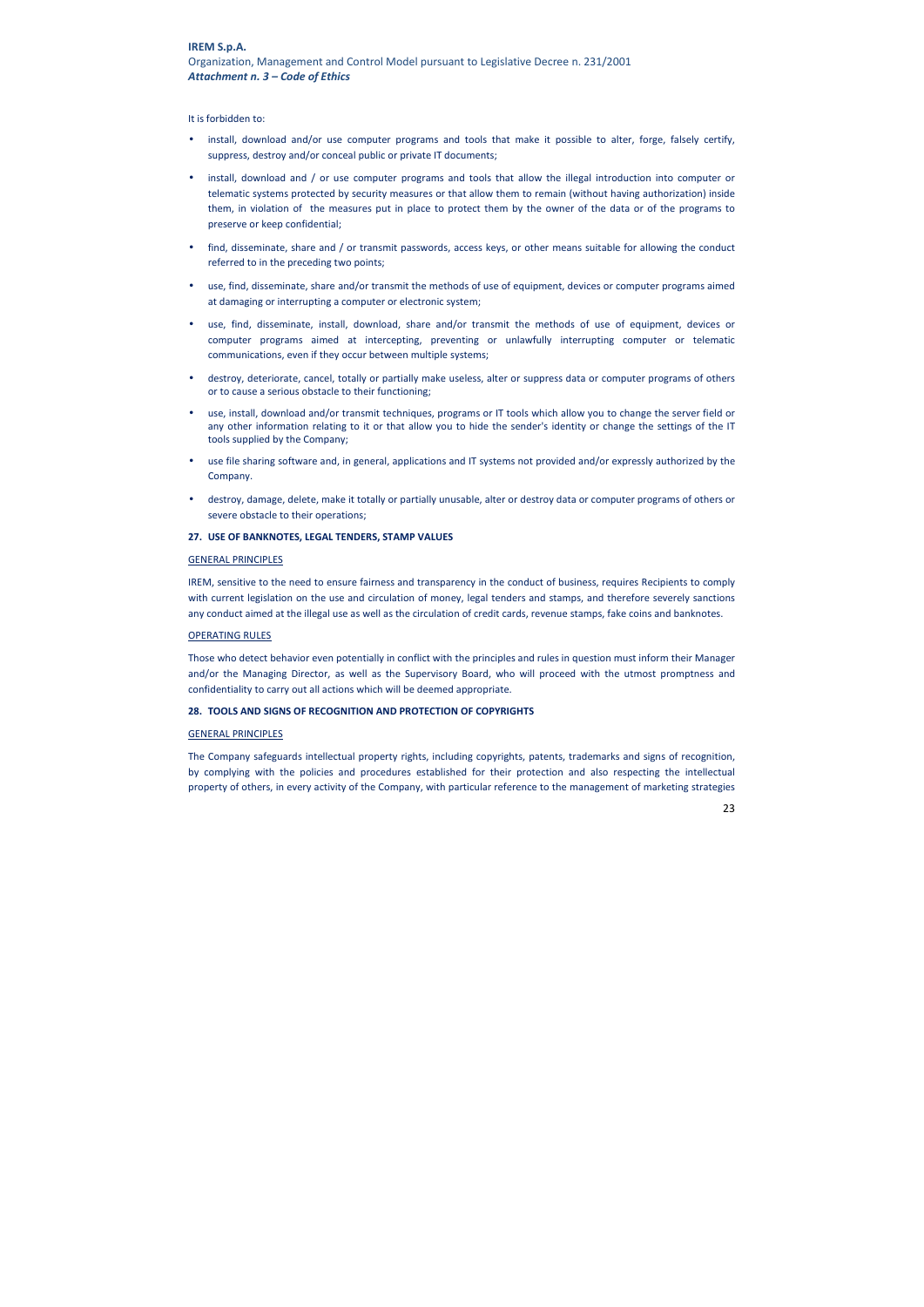It is forbidden to:

- install, download and/or use computer programs and tools that make it possible to alter, forge, falsely certify, suppress, destroy and/or conceal public or private IT documents;
- install, download and / or use computer programs and tools that allow the illegal introduction into computer or telematic systems protected by security measures or that allow them to remain (without having authorization) inside them, in violation of the measures put in place to protect them by the owner of the data or of the programs to preserve or keep confidential;
- find, disseminate, share and / or transmit passwords, access keys, or other means suitable for allowing the conduct referred to in the preceding two points;
- use, find, disseminate, share and/or transmit the methods of use of equipment, devices or computer programs aimed at damaging or interrupting a computer or electronic system;
- use, find, disseminate, install, download, share and/or transmit the methods of use of equipment, devices or computer programs aimed at intercepting, preventing or unlawfully interrupting computer or telematic communications, even if they occur between multiple systems;
- destroy, deteriorate, cancel, totally or partially make useless, alter or suppress data or computer programs of others or to cause a serious obstacle to their functioning;
- use, install, download and/or transmit techniques, programs or IT tools which allow you to change the server field or any other information relating to it or that allow you to hide the sender's identity or change the settings of the IT tools supplied by the Company;
- use file sharing software and, in general, applications and IT systems not provided and/or expressly authorized by the Company.
- destroy, damage, delete, make it totally or partially unusable, alter or destroy data or computer programs of others or severe obstacle to their operations;

## 27. USE OF BANKNOTES, LEGAL TENDERS, STAMP VALUES

GENERAL PRINCIPLES

IREM, sensitive to the need to ensure fairness and transparency in the conduct of business, requires Recipients to comply with current legislation on the use and circulation of money, legal tenders and stamps, and therefore severely sanctions any conduct aimed at the illegal use as well as the circulation of credit cards, revenue stamps, fake coins and banknotes.

OPERATING RULES

Those who detect behavior even potentially in conflict with the principles and rules in question must inform their Manager and/or the Managing Director, as well as the Supervisory Board, who will proceed with the utmost promptness and confidentiality to carry out all actions which will be deemed appropriate.

## 28. TOOLS AND SIGNS OF RECOGNITION AND PROTECTION OF COPYRIGHTS

GENERAL PRINCIPLES

The Company safeguards intellectual property rights, including copyrights, patents, trademarks and signs of recognition, by complying with the policies and procedures established for their protection and also respecting the intellectual property of others, in every activity of the Company, with particular reference to the management of marketing strategies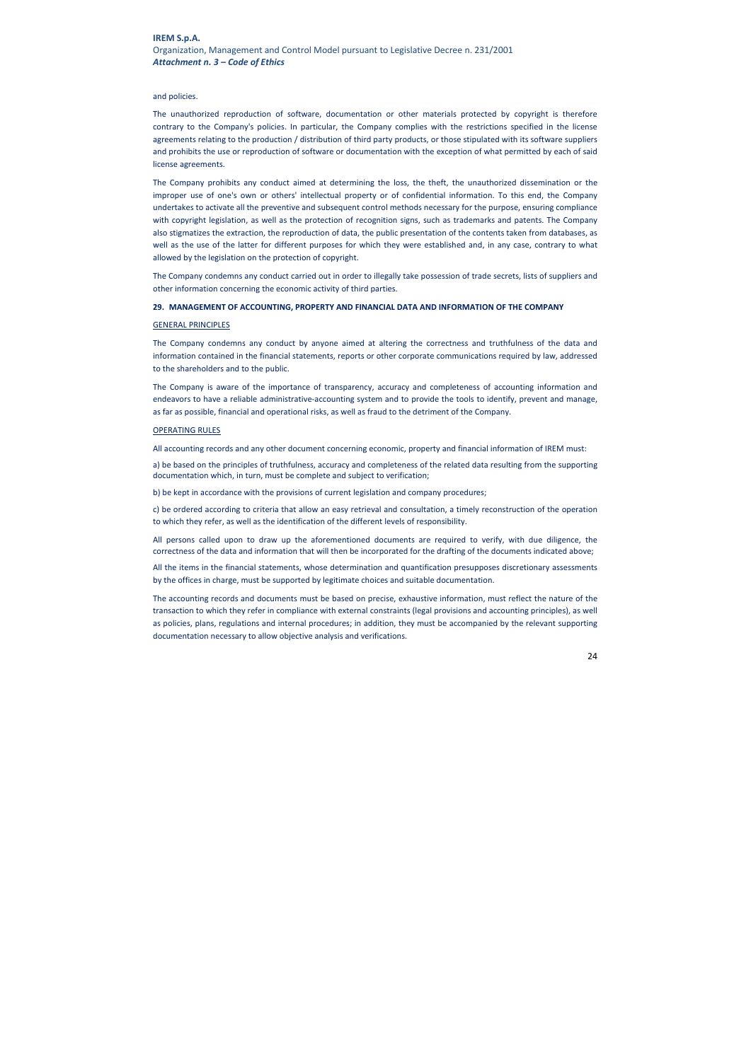and policies.

The unauthorized reproduction of software, documentation or other materials protected by copyright is therefore contrary to the Company's policies. In particular, the Company complies with the restrictions specified in the license agreements relating to the production / distribution of third party products, or those stipulated with its software suppliers and prohibits the use or reproduction of software or documentation with the exception of what permitted by each of said license agreements.

The Company prohibits any conduct aimed at determining the loss, the theft, the unauthorized dissemination or the improper use of one's own or others' intellectual property or of confidential information. To this end, the Company undertakes to activate all the preventive and subsequent control methods necessary for the purpose, ensuring compliance with copyright legislation, as well as the protection of recognition signs, such as trademarks and patents. The Company also stigmatizes the extraction, the reproduction of data, the public presentation of the contents taken from databases, as well as the use of the latter for different purposes for which they were established and, in any case, contrary to what allowed by the legislation on the protection of copyright.

The Company condemns any conduct carried out in order to illegally take possession of trade secrets, lists of suppliers and other information concerning the economic activity of third parties.

## 29. MANAGEMENT OF ACCOUNTING, PROPERTY AND FINANCIAL DATA AND INFORMATION OF THE COMPANY

GENERAL PRINCIPLES

The Company condemns any conduct by anyone aimed at altering the correctness and truthfulness of the data and information contained in the financial statements, reports or other corporate communications required by law, addressed to the shareholders and to the public.

The Company is aware of the importance of transparency, accuracy and completeness of accounting information and endeavors to have a reliable administrative-accounting system and to provide the tools to identify, prevent and manage, as far as possible, financial and operational risks, as well as fraud to the detriment of the Company.

OPERATING RULES

All accounting records and any other document concerning economic, property and financial information of IREM must:

a) be based on the principles of truthfulness, accuracy and completeness of the related data resulting from the supporting documentation which, in turn, must be complete and subject to verification;

b) be kept in accordance with the provisions of current legislation and company procedures;

c) be ordered according to criteria that allow an easy retrieval and consultation, a timely reconstruction of the operation to which they refer, as well as the identification of the different levels of responsibility.

All persons called upon to draw up the aforementioned documents are required to verify, with due diligence, the correctness of the data and information that will then be incorporated for the drafting of the documents indicated above;

All the items in the financial statements, whose determination and quantification presupposes discretionary assessments by the offices in charge, must be supported by legitimate choices and suitable documentation.

The accounting records and documents must be based on precise, exhaustive information, must reflect the nature of the transaction to which they refer in compliance with external constraints (legal provisions and accounting principles), as well as policies, plans, regulations and internal procedures; in addition, they must be accompanied by the relevant supporting documentation necessary to allow objective analysis and verifications.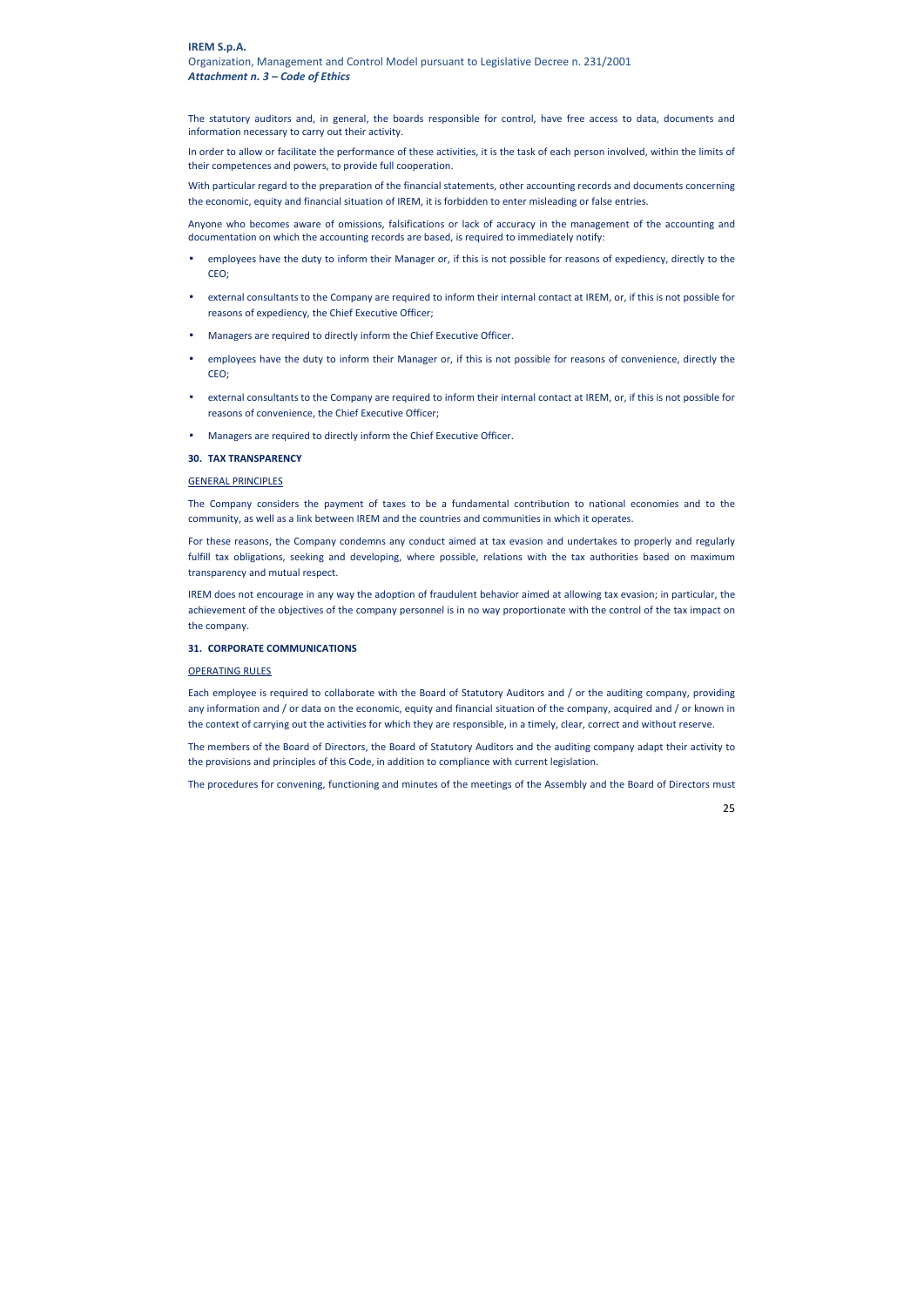The statutory auditors and, in general, the boards responsible for control, have free access to data, documents and information necessary to carry out their activity.

In order to allow or facilitate the performance of these activities, it is the task of each person involved, within the limits of their competences and powers, to provide full cooperation.

With particular regard to the preparation of the financial statements, other accounting records and documents concerning the economic, equity and financial situation of IREM, it is forbidden to enter misleading or false entries.

Anyone who becomes aware of omissions, falsifications or lack of accuracy in the management of the accounting and documentation on which the accounting records are based, is required to immediately notify:

- employees have the duty to inform their Manager or, if this is not possible for reasons of expediency, directly to the CEO;
- external consultants to the Company are required to inform their internal contact at IREM, or, if this is not possible for reasons of expediency, the Chief Executive Officer;
- Managers are required to directly inform the Chief Executive Officer.
- employees have the duty to inform their Manager or, if this is not possible for reasons of convenience, directly the CEO;
- external consultants to the Company are required to inform their internal contact at IREM, or, if this is not possible for reasons of convenience, the Chief Executive Officer;
- Managers are required to directly inform the Chief Executive Officer.

## 30. TAX TRANSPARENCY

GENERAL PRINCIPLES

The Company considers the payment of taxes to be a fundamental contribution to national economies and to the community, as well as a link between IREM and the countries and communities in which it operates.

For these reasons, the Company condemns any conduct aimed at tax evasion and undertakes to properly and regularly fulfill tax obligations, seeking and developing, where possible, relations with the tax authorities based on maximum transparency and mutual respect.

IREM does not encourage in any way the adoption of fraudulent behavior aimed at allowing tax evasion; in particular, the achievement of the objectives of the company personnel is in no way proportionate with the control of the tax impact on the company.

## 31. CORPORATE COMMUNICATIONS

OPERATING RULES

Each employee is required to collaborate with the Board of Statutory Auditors and / or the auditing company, providing any information and / or data on the economic, equity and financial situation of the company, acquired and / or known in the context of carrying out the activities for which they are responsible, in a timely, clear, correct and without reserve.

The members of the Board of Directors, the Board of Statutory Auditors and the auditing company adapt their activity to the provisions and principles of this Code, in addition to compliance with current legislation.

The procedures for convening, functioning and minutes of the meetings of the Assembly and the Board of Directors must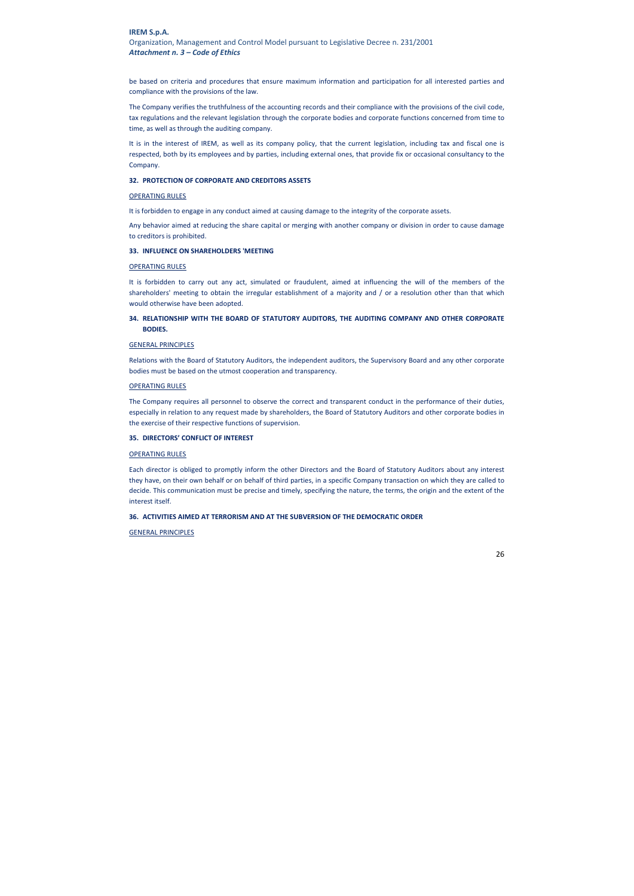be based on criteria and procedures that ensure maximum information and participation for all interested parties and compliance with the provisions of the law.

The Company verifies the truthfulness of the accounting records and their compliance with the provisions of the civil code, tax regulations and the relevant legislation through the corporate bodies and corporate functions concerned from time to time, as well as through the auditing company.

It is in the interest of IREM, as well as its company policy, that the current legislation, including tax and fiscal one is respected, both by its employees and by parties, including external ones, that provide fix or occasional consultancy to the Company.

### 32. PROTECTION OF CORPORATE AND CREDITORS ASSETS

<u>OPERATING RULES</u>

It is forbidden to engage in any conduct aimed at causing damage to the integrity of the corporate assets.

Any behavior aimed at reducing the share capital or merging with another company or division in order to cause damage to creditors is prohibited.

### 33. INFLUENCE ON SHAREHOLDERS 'MEETING

<u>OPERATING RULES</u>

It is forbidden to carry out any act, simulated or fraudulent, aimed at influencing the will of the members of the shareholders' meeting to obtain the irregular establishment of a majority and / or a resolution other than that which would otherwise have been adopted.

### 34. RELATIONSHIP WITH THE BOARD OF STATUTORY AUDITORS, THE AUDITING COMPANY AND OTHER CORPORATE BODIES.

<u>GENERAL PRINCIPLES</u>

Relations with the Board of Statutory Auditors, the independent auditors, the Supervisory Board and any other corporate bodies must be based on the utmost cooperation and transparency.

<u>OPERATING RULES</u>

The Company requires all personnel to observe the correct and transparent conduct in the performance of their duties, especially in relation to any request made by shareholders, the Board of Statutory Auditors and other corporate bodies in the exercise of their respective functions of supervision.

### 35. DIRECTORS' CONFLICT OF INTEREST

<u>OPERATING RULES</u>

Each director is obliged to promptly inform the other Directors and the Board of Statutory Auditors about any interest they have, on their own behalf or on behalf of third parties, in a specific Company transaction on which they are called to decide. This communication must be precise and timely, specifying the nature, the terms, the origin and the extent of the interest itself.

### 36. ACTIVITIES AIMED AT TERRORISM AND AT THE SUBVERSION OF THE DEMOCRATIC ORDER

<u>GENERAL PRINCIPLES</u>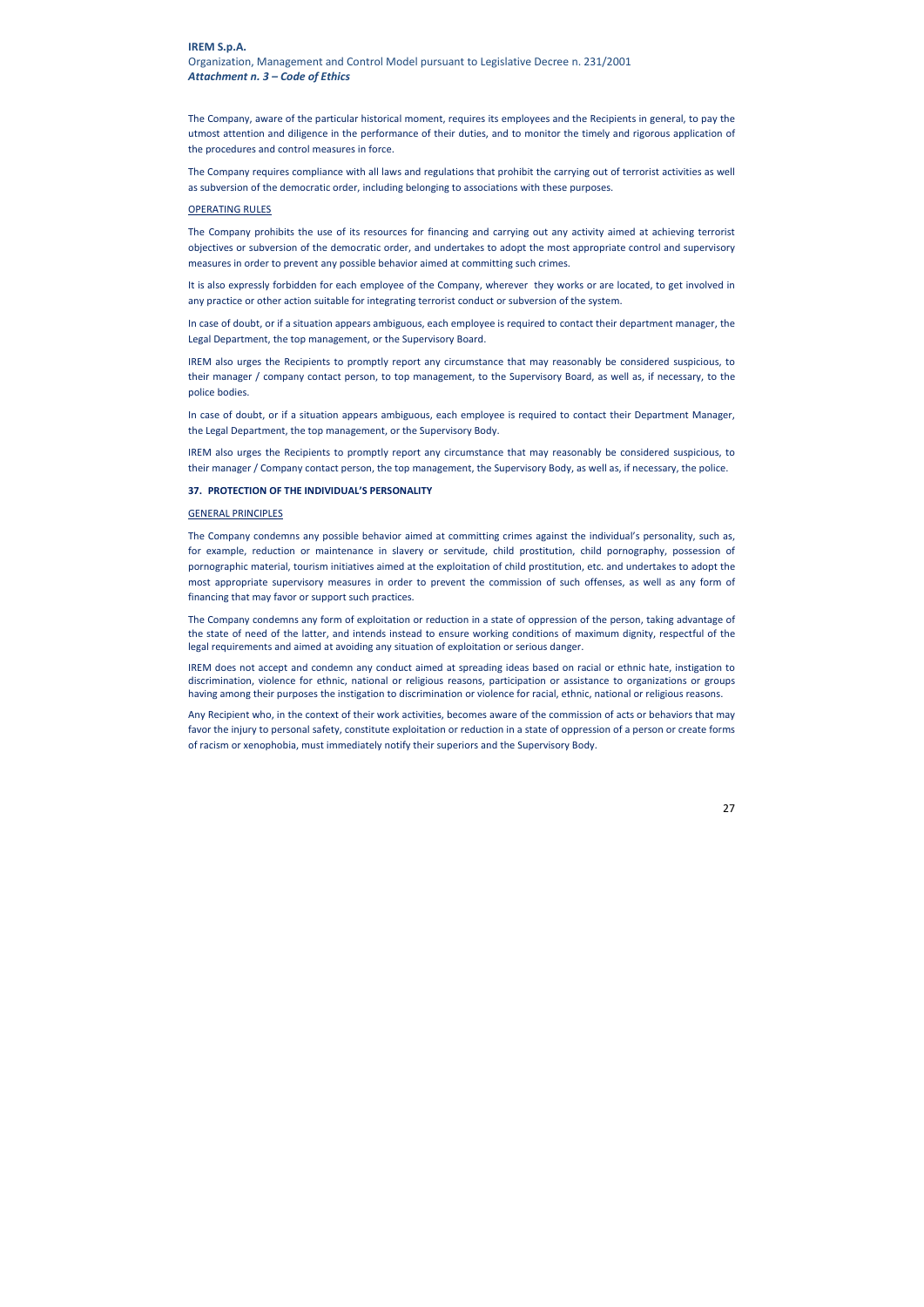The Company, aware of the particular historical moment, requires its employees and the Recipients in general, to pay the utmost attention and diligence in the performance of their duties, and to monitor the timely and rigorous application of the procedures and control measures in force.

The Company requires compliance with all laws and regulations that prohibit the carrying out of terrorist activities as well as subversion of the democratic order, including belonging to associations with these purposes.

OPERATING RULES

The Company prohibits the use of its resources for financing and carrying out any activity aimed at achieving terrorist objectives or subversion of the democratic order, and undertakes to adopt the most appropriate control and supervisory measures in order to prevent any possible behavior aimed at committing such crimes.

It is also expressly forbidden for each employee of the Company, wherever they works or are located, to get involved in any practice or other action suitable for integrating terrorist conduct or subversion of the system.

In case of doubt, or if a situation appears ambiguous, each employee is required to contact their department manager, the Legal Department, the top management, or the Supervisory Board.

IREM also urges the Recipients to promptly report any circumstance that may reasonably be considered suspicious, to their manager / company contact person, to top management, to the Supervisory Board, as well as, if necessary, to the police bodies.

In case of doubt, or if a situation appears ambiguous, each employee is required to contact their Department Manager, the Legal Department, the top management, or the Supervisory Body.

IREM also urges the Recipients to promptly report any circumstance that may reasonably be considered suspicious, to their manager / Company contact person, the top management, the Supervisory Body, as well as, if necessary, the police.

## 37. PROTECTION OF THE INDIVIDUAL'S PERSONALITY

GENERAL PRINCIPLES

The Company condemns any possible behavior aimed at committing crimes against the individual's personality, such as, for example, reduction or maintenance in slavery or servitude, child prostitution, child pornography, possession of pornographic material, tourism initiatives aimed at the exploitation of child prostitution, etc. and undertakes to adopt the most appropriate supervisory measures in order to prevent the commission of such offenses, as well as any form of financing that may favor or support such practices.

The Company condemns any form of exploitation or reduction in a state of oppression of the person, taking advantage of the state of need of the latter, and intends instead to ensure working conditions of maximum dignity, respectful of the legal requirements and aimed at avoiding any situation of exploitation or serious danger.

IREM does not accept and condemn any conduct aimed at spreading ideas based on racial or ethnic hate, instigation to discrimination, violence for ethnic, national or religious reasons, participation or assistance to organizations or groups having among their purposes the instigation to discrimination or violence for racial, ethnic, national or religious reasons.

Any Recipient who, in the context of their work activities, becomes aware of the commission of acts or behaviors that may favor the injury to personal safety, constitute exploitation or reduction in a state of oppression of a person or create forms of racism or xenophobia, must immediately notify their superiors and the Supervisory Body.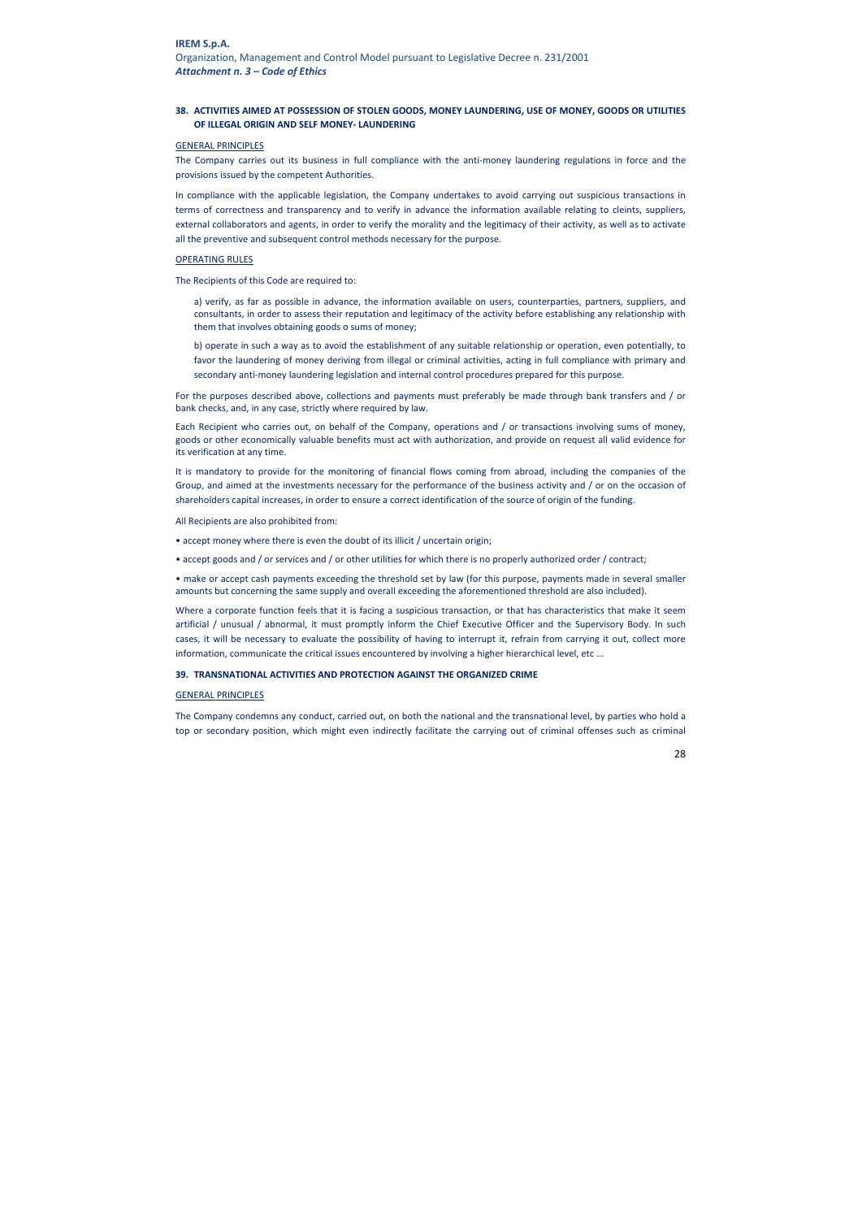## 38. ACTIVITIES AIMED AT POSSESSION OF STOLEN GOODS, MONEY LAUNDERING, USE OF MONEY, GOODS OR UTILITIES OF ILLEGAL ORIGIN AND SELF MONEY- LAUNDERING

GENERAL PRINCIPLES

The Company carries out its business in full compliance with the anti-money laundering regulations in force and the provisions issued by the competent Authorities.

In compliance with the applicable legislation, the Company undertakes to avoid carrying out suspicious transactions in terms of correctness and transparency and to verify in advance the information available relating to cleints, suppliers, external collaborators and agents, in order to verify the morality and the legitimacy of their activity, as well as to activate all the preventive and subsequent control methods necessary for the purpose.

OPERATING RULES

The Recipients of this Code are required to:

a) verify, as far as possible in advance, the information available on users, counterparties, partners, suppliers, and consultants, in order to assess their reputation and legitimacy of the activity before establishing any relationship with them that involves obtaining goods o sums of money;

b) operate in such a way as to avoid the establishment of any suitable relationship or operation, even potentially, to favor the laundering of money deriving from illegal or criminal activities, acting in full compliance with primary and secondary anti-money laundering legislation and internal control procedures prepared for this purpose.

For the purposes described above, collections and payments must preferably be made through bank transfers and / or bank checks, and, in any case, strictly where required by law.

Each Recipient who carries out, on behalf of the Company, operations and / or transactions involving sums of money, goods or other economically valuable benefits must act with authorization, and provide on request all valid evidence for its verification at any time.

It is mandatory to provide for the monitoring of financial flows coming from abroad, including the companies of the Group, and aimed at the investments necessary for the performance of the business activity and / or on the occasion of shareholders capital increases, in order to ensure a correct identification of the source of origin of the funding.

All Recipients are also prohibited from:

• accept money where there is even the doubt of its illicit / uncertain origin;

• accept goods and / or services and / or other utilities for which there is no properly authorized order / contract;

• make or accept cash payments exceeding the threshold set by law (for this purpose, payments made in several smaller amounts but concerning the same supply and overall exceeding the aforementioned threshold are also included).

Where a corporate function feels that it is facing a suspicious transaction, or that has characteristics that make it seem artificial / unusual / abnormal, it must promptly inform the Chief Executive Officer and the Supervisory Body. In such cases, it will be necessary to evaluate the possibility of having to interrupt it, refrain from carrying it out, collect more information, communicate the critical issues encountered by involving a higher hierarchical level, etc ...

## 39. TRANSNATIONAL ACTIVITIES AND PROTECTION AGAINST THE ORGANIZED CRIME

GENERAL PRINCIPLES

The Company condemns any conduct, carried out, on both the national and the transnational level, by parties who hold a top or secondary position, which might even indirectly facilitate the carrying out of criminal offenses such as criminal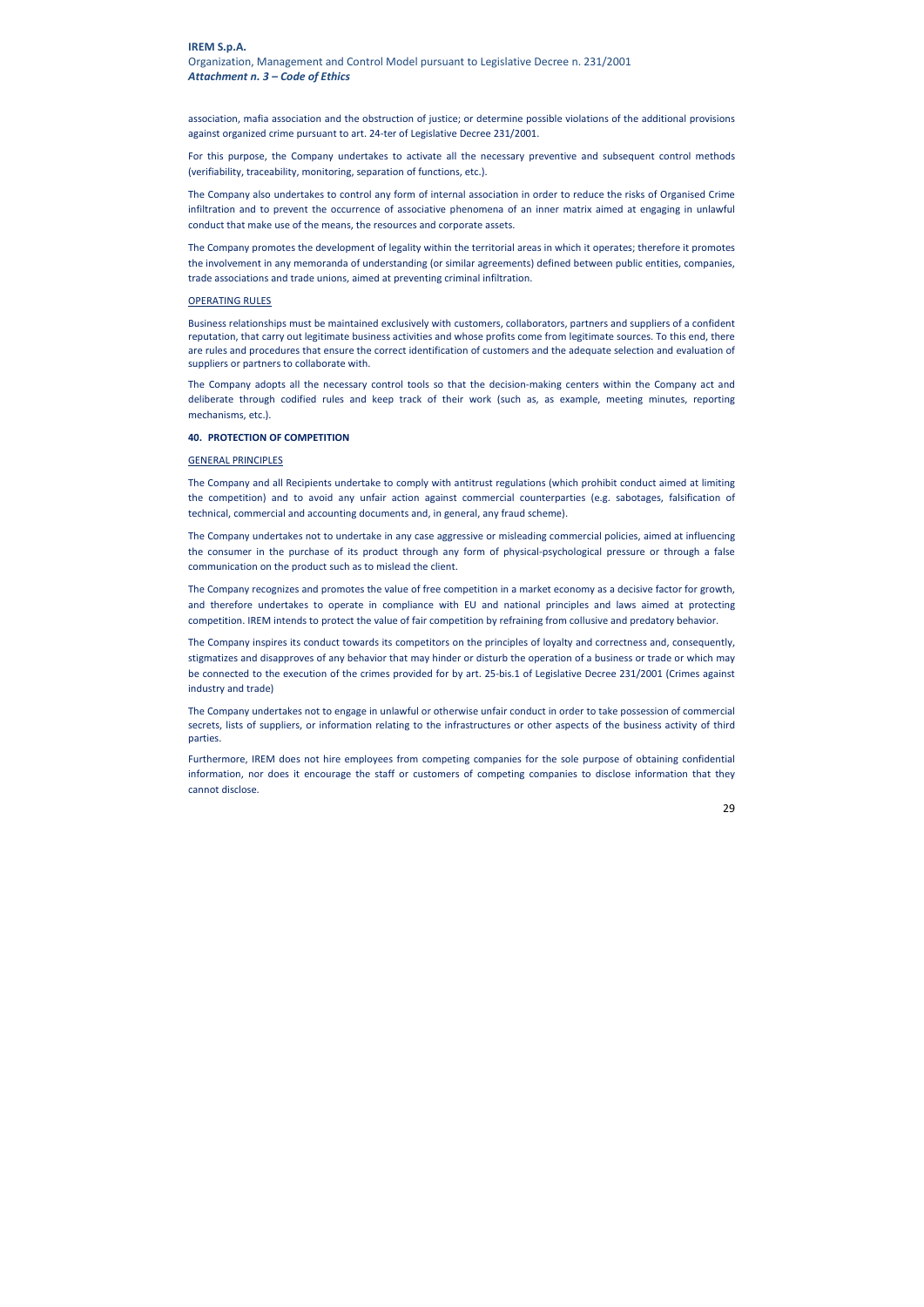association, mafia association and the obstruction of justice; or determine possible violations of the additional provisions against organized crime pursuant to art. 24-ter of Legislative Decree 231/2001.

For this purpose, the Company undertakes to activate all the necessary preventive and subsequent control methods (verifiability, traceability, monitoring, separation of functions, etc.).

The Company also undertakes to control any form of internal association in order to reduce the risks of Organised Crime infiltration and to prevent the occurrence of associative phenomena of an inner matrix aimed at engaging in unlawful conduct that make use of the means, the resources and corporate assets.

The Company promotes the development of legality within the territorial areas in which it operates; therefore it promotes the involvement in any memoranda of understanding (or similar agreements) defined between public entities, companies, trade associations and trade unions, aimed at preventing criminal infiltration.

OPERATING RULES

Business relationships must be maintained exclusively with customers, collaborators, partners and suppliers of a confident reputation, that carry out legitimate business activities and whose profits come from legitimate sources. To this end, there are rules and procedures that ensure the correct identification of customers and the adequate selection and evaluation of suppliers or partners to collaborate with.

The Company adopts all the necessary control tools so that the decision-making centers within the Company act and deliberate through codified rules and keep track of their work (such as, as example, meeting minutes, reporting mechanisms, etc.).

## 40. PROTECTION OF COMPETITION

GENERAL PRINCIPLES

The Company and all Recipients undertake to comply with antitrust regulations (which prohibit conduct aimed at limiting the competition) and to avoid any unfair action against commercial counterparties (e.g. sabotages, falsification of technical, commercial and accounting documents and, in general, any fraud scheme).

The Company undertakes not to undertake in any case aggressive or misleading commercial policies, aimed at influencing the consumer in the purchase of its product through any form of physical-psychological pressure or through a false communication on the product such as to mislead the client.

The Company recognizes and promotes the value of free competition in a market economy as a decisive factor for growth, and therefore undertakes to operate in compliance with EU and national principles and laws aimed at protecting competition. IREM intends to protect the value of fair competition by refraining from collusive and predatory behavior.

The Company inspires its conduct towards its competitors on the principles of loyalty and correctness and, consequently, stigmatizes and disapproves of any behavior that may hinder or disturb the operation of a business or trade or which may be connected to the execution of the crimes provided for by art. 25-bis.1 of Legislative Decree 231/2001 (Crimes against industry and trade)

The Company undertakes not to engage in unlawful or otherwise unfair conduct in order to take possession of commercial secrets, lists of suppliers, or information relating to the infrastructures or other aspects of the business activity of third parties.

Furthermore, IREM does not hire employees from competing companies for the sole purpose of obtaining confidential information, nor does it encourage the staff or customers of competing companies to disclose information that they cannot disclose.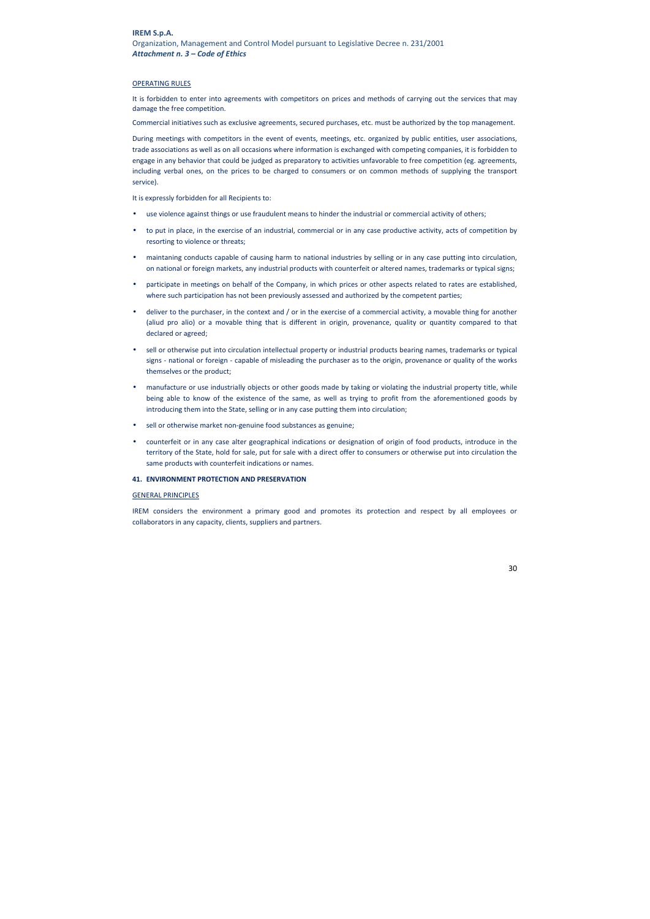OPERATING RULES

It is forbidden to enter into agreements with competitors on prices and methods of carrying out the services that may damage the free competition.

Commercial initiatives such as exclusive agreements, secured purchases, etc. must be authorized by the top management.

During meetings with competitors in the event of events, meetings, etc. organized by public entities, user associations, trade associations as well as on all occasions where information is exchanged with competing companies, it is forbidden to engage in any behavior that could be judged as preparatory to activities unfavorable to free competition (eg. agreements, including verbal ones, on the prices to be charged to consumers or on common methods of supplying the transport service).

It is expressly forbidden for all Recipients to:

- use violence against things or use fraudulent means to hinder the industrial or commercial activity of others;
- to put in place, in the exercise of an industrial, commercial or in any case productive activity, acts of competition by resorting to violence or threats;
- maintaning conducts capable of causing harm to national industries by selling or in any case putting into circulation, on national or foreign markets, any industrial products with counterfeit or altered names, trademarks or typical signs;
- participate in meetings on behalf of the Company, in which prices or other aspects related to rates are established, where such participation has not been previously assessed and authorized by the competent parties;
- deliver to the purchaser, in the context and / or in the exercise of a commercial activity, a movable thing for another (aliud pro alio) or a movable thing that is different in origin, provenance, quality or quantity compared to that declared or agreed;
- sell or otherwise put into circulation intellectual property or industrial products bearing names, trademarks or typical signs - national or foreign - capable of misleading the purchaser as to the origin, provenance or quality of the works themselves or the product;
- manufacture or use industrially objects or other goods made by taking or violating the industrial property title, while being able to know of the existence of the same, as well as trying to profit from the aforementioned goods by introducing them into the State, selling or in any case putting them into circulation;
- sell or otherwise market non-genuine food substances as genuine;
- counterfeit or in any case alter geographical indications or designation of origin of food products, introduce in the territory of the State, hold for sale, put for sale with a direct offer to consumers or otherwise put into circulation the same products with counterfeit indications or names.

## 41. ENVIRONMENT PROTECTION AND PRESERVATION

GENERAL PRINCIPLES

IREM considers the environment a primary good and promotes its protection and respect by all employees or collaborators in any capacity, clients, suppliers and partners.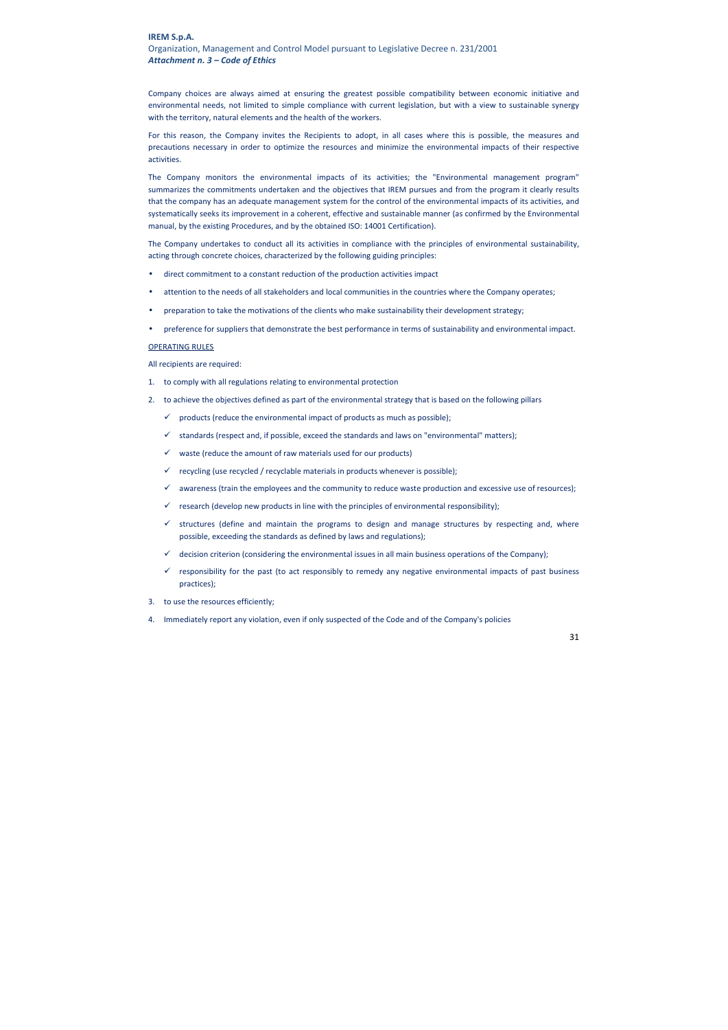Company choices are always aimed at ensuring the greatest possible compatibility between economic initiative and environmental needs, not limited to simple compliance with current legislation, but with a view to sustainable synergy with the territory, natural elements and the health of the workers.

For this reason, the Company invites the Recipients to adopt, in all cases where this is possible, the measures and precautions necessary in order to optimize the resources and minimize the environmental impacts of their respective activities.

The Company monitors the environmental impacts of its activities; the "Environmental management program" summarizes the commitments undertaken and the objectives that IREM pursues and from the program it clearly results that the company has an adequate management system for the control of the environmental impacts of its activities, and systematically seeks its improvement in a coherent, effective and sustainable manner (as confirmed by the Environmental manual, by the existing Procedures, and by the obtained ISO: 14001 Certification).

The Company undertakes to conduct all its activities in compliance with the principles of environmental sustainability, acting through concrete choices, characterized by the following guiding principles:

- direct commitment to a constant reduction of the production activities impact
- attention to the needs of all stakeholders and local communities in the countries where the Company operates;
- preparation to take the motivations of the clients who make sustainability their development strategy;
- preference for suppliers that demonstrate the best performance in terms of sustainability and environmental impact.

<u>OPERATING RULES</u>

All recipients are required:

1. to comply with all regulations relating to environmental protection
2. to achieve the objectives defined as part of the environmental strategy that is based on the following pillars
   - ✓ products (reduce the environmental impact of products as much as possible);
   - ✓ standards (respect and, if possible, exceed the standards and laws on "environmental" matters);
   - ✓ waste (reduce the amount of raw materials used for our products)
   - ✓ recycling (use recycled / recyclable materials in products whenever is possible);
   - ✓ awareness (train the employees and the community to reduce waste production and excessive use of resources);
   - ✓ research (develop new products in line with the principles of environmental responsibility);
   - ✓ structures (define and maintain the programs to design and manage structures by respecting and, where possible, exceeding the standards as defined by laws and regulations);
   - ✓ decision criterion (considering the environmental issues in all main business operations of the Company);
   - ✓ responsibility for the past (to act responsibly to remedy any negative environmental impacts of past business practices);
3. to use the resources efficiently;
4. Immediately report any violation, even if only suspected of the Code and of the Company's policies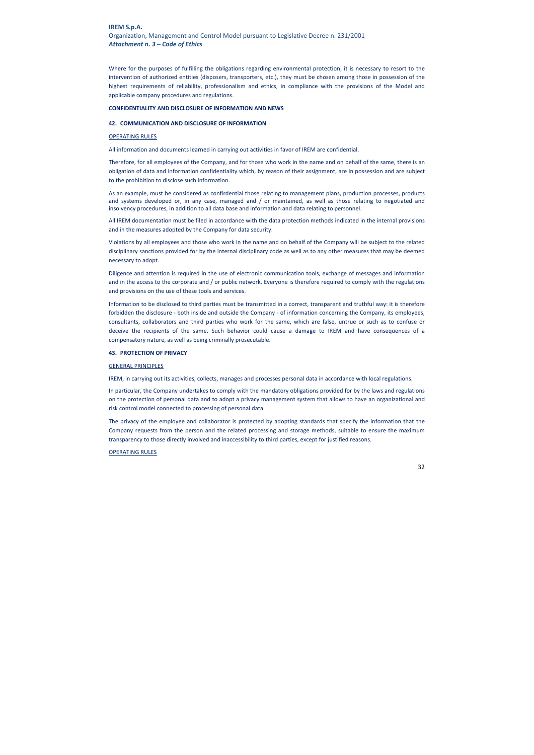Where for the purposes of fulfilling the obligations regarding environmental protection, it is necessary to resort to the intervention of authorized entities (disposers, transporters, etc.), they must be chosen among those in possession of the highest requirements of reliability, professionalism and ethics, in compliance with the provisions of the Model and applicable company procedures and regulations.

**CONFIDENTIALITY AND DISCLOSURE OF INFORMATION AND NEWS**

## 42. COMMUNICATION AND DISCLOSURE OF INFORMATION

OPERATING RULES

All information and documents learned in carrying out activities in favor of IREM are confidential.

Therefore, for all employees of the Company, and for those who work in the name and on behalf of the same, there is an obligation of data and information confidentiality which, by reason of their assignment, are in possession and are subject to the prohibition to disclose such information.

As an example, must be considered as confirdential those relating to management plans, production processes, products and systems developed or, in any case, managed and / or maintained, as well as those relating to negotiated and insolvency procedures, in addition to all data base and information and data relating to personnel.

All IREM documentation must be filed in accordance with the data protection methods indicated in the internal provisions and in the measures adopted by the Company for data security.

Violations by all employees and those who work in the name and on behalf of the Company will be subject to the related disciplinary sanctions provided for by the internal disciplinary code as well as to any other measures that may be deemed necessary to adopt.

Diligence and attention is required in the use of electronic communication tools, exchange of messages and information and in the access to the corporate and / or public network. Everyone is therefore required to comply with the regulations and provisions on the use of these tools and services.

Information to be disclosed to third parties must be transmitted in a correct, transparent and truthful way: it is therefore forbidden the disclosure - both inside and outside the Company - of information concerning the Company, its employees, consultants, collaborators and third parties who work for the same, which are false, untrue or such as to confuse or deceive the recipients of the same. Such behavior could cause a damage to IREM and have consequences of a compensatory nature, as well as being criminally prosecutable.

## 43. PROTECTION OF PRIVACY

GENERAL PRINCIPLES

IREM, in carrying out its activities, collects, manages and processes personal data in accordance with local regulations.

In particular, the Company undertakes to comply with the mandatory obligations provided for by the laws and regulations on the protection of personal data and to adopt a privacy management system that allows to have an organizational and risk control model connected to processing of personal data.

The privacy of the employee and collaborator is protected by adopting standards that specify the information that the Company requests from the person and the related processing and storage methods, suitable to ensure the maximum transparency to those directly involved and inaccessibility to third parties, except for justified reasons.

OPERATING RULES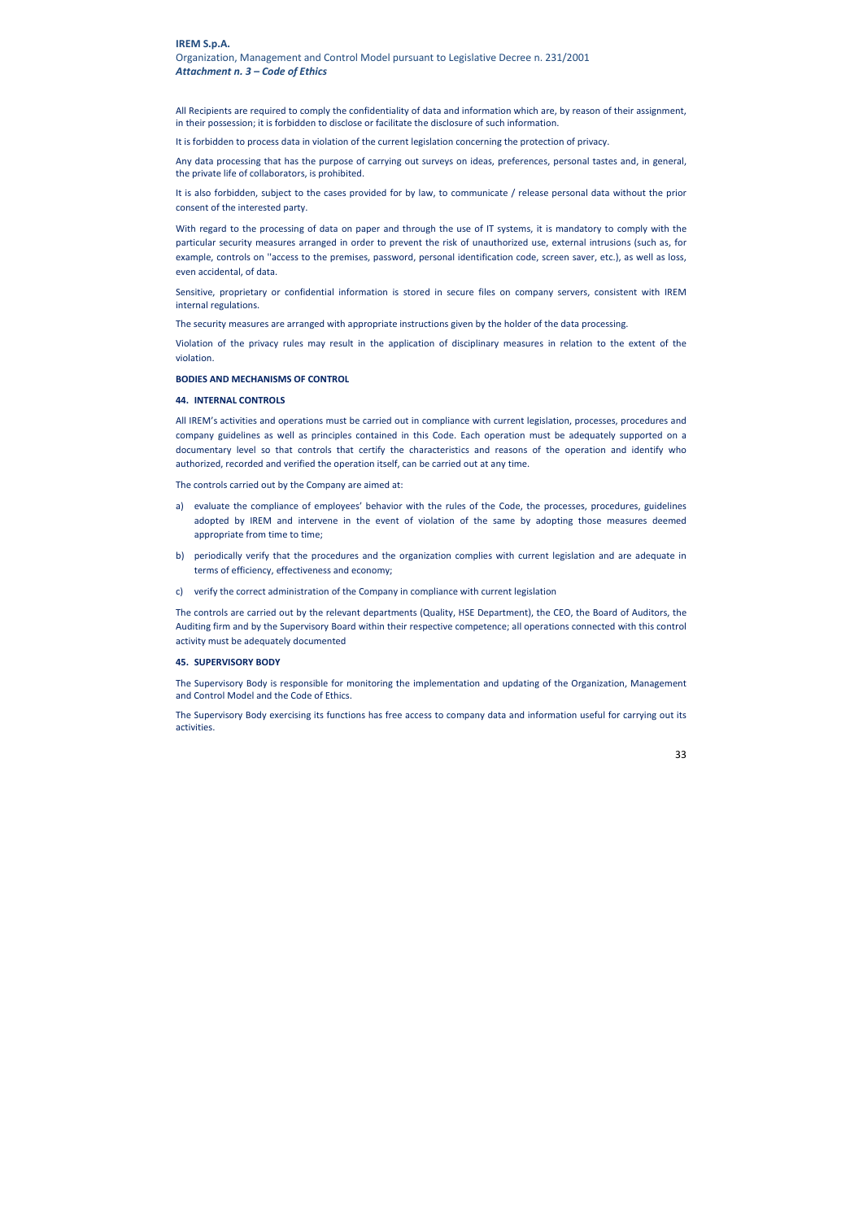All Recipients are required to comply the confidentiality of data and information which are, by reason of their assignment, in their possession; it is forbidden to disclose or facilitate the disclosure of such information.

It is forbidden to process data in violation of the current legislation concerning the protection of privacy.

Any data processing that has the purpose of carrying out surveys on ideas, preferences, personal tastes and, in general, the private life of collaborators, is prohibited.

It is also forbidden, subject to the cases provided for by law, to communicate / release personal data without the prior consent of the interested party.

With regard to the processing of data on paper and through the use of IT systems, it is mandatory to comply with the particular security measures arranged in order to prevent the risk of unauthorized use, external intrusions (such as, for example, controls on ''access to the premises, password, personal identification code, screen saver, etc.), as well as loss, even accidental, of data.

Sensitive, proprietary or confidential information is stored in secure files on company servers, consistent with IREM internal regulations.

The security measures are arranged with appropriate instructions given by the holder of the data processing.

Violation of the privacy rules may result in the application of disciplinary measures in relation to the extent of the violation.

## BODIES AND MECHANISMS OF CONTROL

### 44. INTERNAL CONTROLS

All IREM's activities and operations must be carried out in compliance with current legislation, processes, procedures and company guidelines as well as principles contained in this Code. Each operation must be adequately supported on a documentary level so that controls that certify the characteristics and reasons of the operation and identify who authorized, recorded and verified the operation itself, can be carried out at any time.

The controls carried out by the Company are aimed at:

a) evaluate the compliance of employees' behavior with the rules of the Code, the processes, procedures, guidelines adopted by IREM and intervene in the event of violation of the same by adopting those measures deemed appropriate from time to time;

b) periodically verify that the procedures and the organization complies with current legislation and are adequate in terms of efficiency, effectiveness and economy;

c) verify the correct administration of the Company in compliance with current legislation

The controls are carried out by the relevant departments (Quality, HSE Department), the CEO, the Board of Auditors, the Auditing firm and by the Supervisory Board within their respective competence; all operations connected with this control activity must be adequately documented

### 45. SUPERVISORY BODY

The Supervisory Body is responsible for monitoring the implementation and updating of the Organization, Management and Control Model and the Code of Ethics.

The Supervisory Body exercising its functions has free access to company data and information useful for carrying out its activities.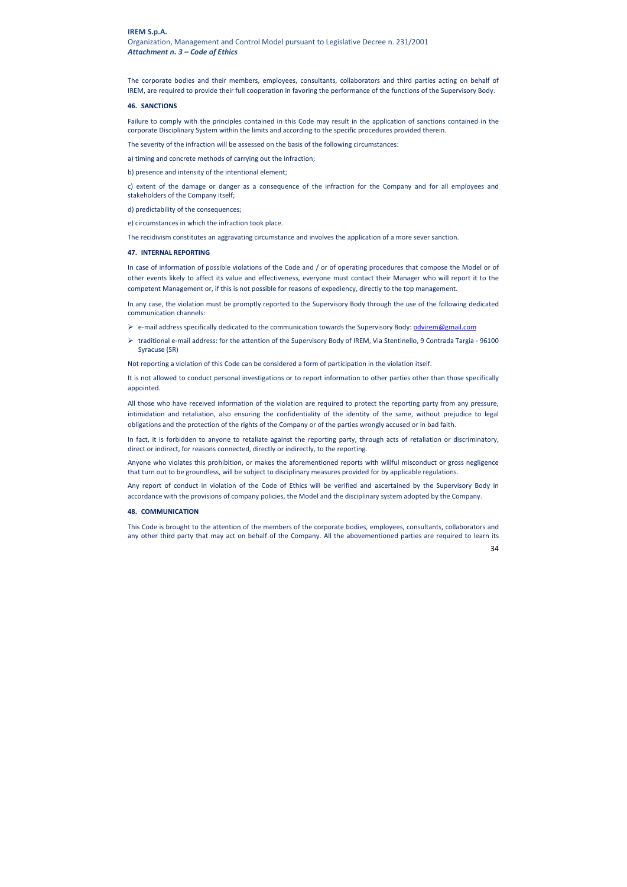The corporate bodies and their members, employees, consultants, collaborators and third parties acting on behalf of IREM, are required to provide their full cooperation in favoring the performance of the functions of the Supervisory Body.

## 46. SANCTIONS

Failure to comply with the principles contained in this Code may result in the application of sanctions contained in the corporate Disciplinary System within the limits and according to the specific procedures provided therein.

The severity of the infraction will be assessed on the basis of the following circumstances:

a) timing and concrete methods of carrying out the infraction;

b) presence and intensity of the intentional element;

c) extent of the damage or danger as a consequence of the infraction for the Company and for all employees and stakeholders of the Company itself;

d) predictability of the consequences;

e) circumstances in which the infraction took place.

The recidivism constitutes an aggravating circumstance and involves the application of a more sever sanction.

## 47. INTERNAL REPORTING

In case of information of possible violations of the Code and / or of operating procedures that compose the Model or of other events likely to affect its value and effectiveness, everyone must contact their Manager who will report it to the competent Management or, if this is not possible for reasons of expediency, directly to the top management.

In any case, the violation must be promptly reported to the Supervisory Body through the use of the following dedicated communication channels:

- e-mail address specifically dedicated to the communication towards the Supervisory Body: odvirem@gmail.com
- traditional e-mail address: for the attention of the Supervisory Body of IREM, Via Stentinello, 9 Contrada Targia - 96100 Syracuse (SR)

Not reporting a violation of this Code can be considered a form of participation in the violation itself.

It is not allowed to conduct personal investigations or to report information to other parties other than those specifically appointed.

All those who have received information of the violation are required to protect the reporting party from any pressure, intimidation and retaliation, also ensuring the confidentiality of the identity of the same, without prejudice to legal obligations and the protection of the rights of the Company or of the parties wrongly accused or in bad faith.

In fact, it is forbidden to anyone to retaliate against the reporting party, through acts of retaliation or discriminatory, direct or indirect, for reasons connected, directly or indirectly, to the reporting.

Anyone who violates this prohibition, or makes the aforementioned reports with willful misconduct or gross negligence that turn out to be groundless, will be subject to disciplinary measures provided for by applicable regulations.

Any report of conduct in violation of the Code of Ethics will be verified and ascertained by the Supervisory Body in accordance with the provisions of company policies, the Model and the disciplinary system adopted by the Company.

## 48. COMMUNICATION

This Code is brought to the attention of the members of the corporate bodies, employees, consultants, collaborators and any other third party that may act on behalf of the Company. All the abovementioned parties are required to learn its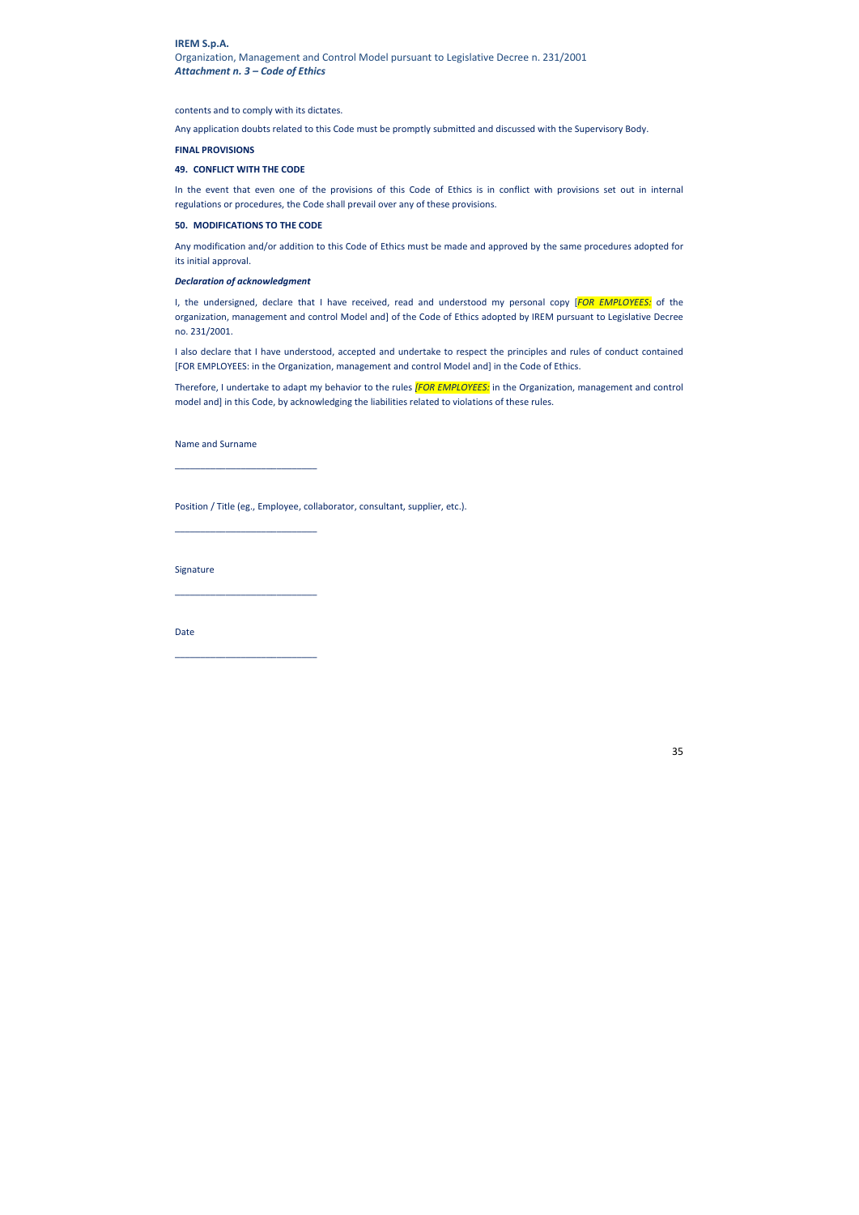contents and to comply with its dictates.

Any application doubts related to this Code must be promptly submitted and discussed with the Supervisory Body.

**FINAL PROVISIONS**

### 49. CONFLICT WITH THE CODE

In the event that even one of the provisions of this Code of Ethics is in conflict with provisions set out in internal regulations or procedures, the Code shall prevail over any of these provisions.

### 50. MODIFICATIONS TO THE CODE

Any modification and/or addition to this Code of Ethics must be made and approved by the same procedures adopted for its initial approval.

***Declaration of acknowledgment***

I, the undersigned, declare that I have received, read and understood my personal copy [*FOR EMPLOYEES:* of the organization, management and control Model and] of the Code of Ethics adopted by IREM pursuant to Legislative Decree no. 231/2001.

I also declare that I have understood, accepted and undertake to respect the principles and rules of conduct contained [FOR EMPLOYEES: in the Organization, management and control Model and] in the Code of Ethics.

Therefore, I undertake to adapt my behavior to the rules *[FOR EMPLOYEES:* in the Organization, management and control model and] in this Code, by acknowledging the liabilities related to violations of these rules.

Name and Surname

____________________________

Position / Title (eg., Employee, collaborator, consultant, supplier, etc.).

____________________________

Signature

____________________________

Date

____________________________